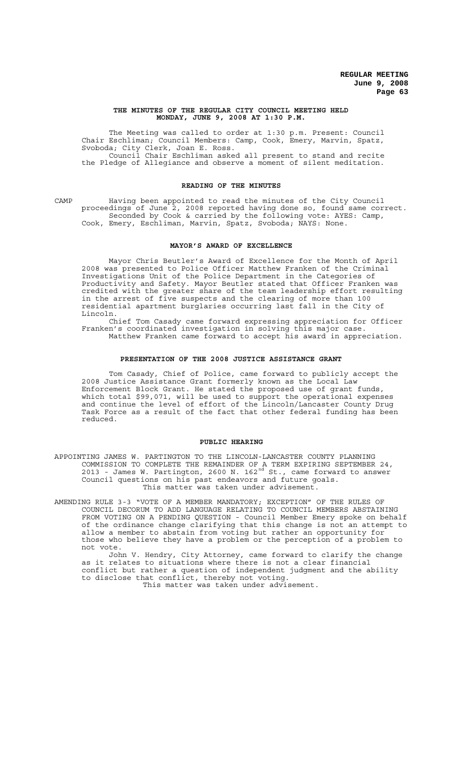**REGULAR MEETING**
**June 9, 2008**
**Page 63**

**THE MINUTES OF THE REGULAR CITY COUNCIL MEETING HELD MONDAY, JUNE 9, 2008 AT 1:30 P.M.**

The Meeting was called to order at 1:30 p.m. Present: Council Chair Eschliman; Council Members: Camp, Cook, Emery, Marvin, Spatz, Svoboda; City Clerk, Joan E. Ross.

Council Chair Eschliman asked all present to stand and recite the Pledge of Allegiance and observe a moment of silent meditation.

## READING OF THE MINUTES

CAMP Having been appointed to read the minutes of the City Council proceedings of June 2, 2008 reported having done so, found same correct.

Seconded by Cook & carried by the following vote: AYES: Camp, Cook, Emery, Eschliman, Marvin, Spatz, Svoboda; NAYS: None.

## MAYOR'S AWARD OF EXCELLENCE

Mayor Chris Beutler's Award of Excellence for the Month of April 2008 was presented to Police Officer Matthew Franken of the Criminal Investigations Unit of the Police Department in the Categories of Productivity and Safety. Mayor Beutler stated that Officer Franken was credited with the greater share of the team leadership effort resulting in the arrest of five suspects and the clearing of more than 100 residential apartment burglaries occurring last fall in the City of Lincoln.

Chief Tom Casady came forward expressing appreciation for Officer Franken's coordinated investigation in solving this major case.

Matthew Franken came forward to accept his award in appreciation.

## PRESENTATION OF THE 2008 JUSTICE ASSISTANCE GRANT

Tom Casady, Chief of Police, came forward to publicly accept the 2008 Justice Assistance Grant formerly known as the Local Law Enforcement Block Grant. He stated the proposed use of grant funds, which total $99,071, will be used to support the operational expenses and continue the level of effort of the Lincoln/Lancaster County Drug Task Force as a result of the fact that other federal funding has been reduced.

## PUBLIC HEARING

APPOINTING JAMES W. PARTINGTON TO THE LINCOLN-LANCASTER COUNTY PLANNING COMMISSION TO COMPLETE THE REMAINDER OF A TERM EXPIRING SEPTEMBER 24, 2013 - James W. Partington, 2600 N. 162nd St., came forward to answer Council questions on his past endeavors and future goals.

This matter was taken under advisement.

AMENDING RULE 3-3 "VOTE OF A MEMBER MANDATORY; EXCEPTION" OF THE RULES OF COUNCIL DECORUM TO ADD LANGUAGE RELATING TO COUNCIL MEMBERS ABSTAINING FROM VOTING ON A PENDING QUESTION - Council Member Emery spoke on behalf of the ordinance change clarifying that this change is not an attempt to allow a member to abstain from voting but rather an opportunity for those who believe they have a problem or the perception of a problem to not vote.

John V. Hendry, City Attorney, came forward to clarify the change as it relates to situations where there is not a clear financial conflict but rather a question of independent judgment and the ability to disclose that conflict, thereby not voting.

This matter was taken under advisement.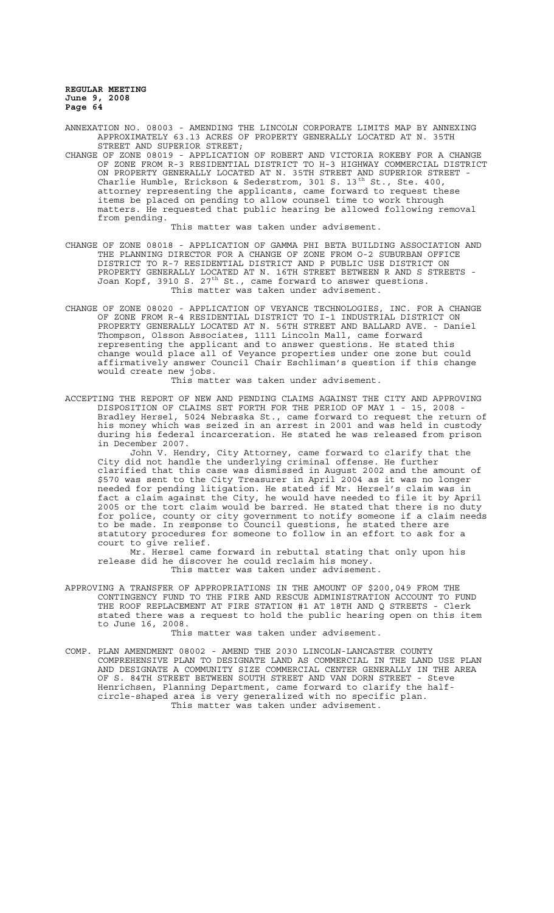ANNEXATION NO. 08003 - AMENDING THE LINCOLN CORPORATE LIMITS MAP BY ANNEXING APPROXIMATELY 63.13 ACRES OF PROPERTY GENERALLY LOCATED AT N. 35TH STREET AND SUPERIOR STREET;

CHANGE OF ZONE 08019 - APPLICATION OF ROBERT AND VICTORIA ROKEBY FOR A CHANGE OF ZONE FROM R-3 RESIDENTIAL DISTRICT TO H-3 HIGHWAY COMMERCIAL DISTRICT ON PROPERTY GENERALLY LOCATED AT N. 35TH STREET AND SUPERIOR STREET - Charlie Humble, Erickson & Sederstrom, 301 S. 13th St., Ste. 400, attorney representing the applicants, came forward to request these items be placed on pending to allow counsel time to work through matters. He requested that public hearing be allowed following removal from pending.

This matter was taken under advisement.

CHANGE OF ZONE 08018 - APPLICATION OF GAMMA PHI BETA BUILDING ASSOCIATION AND THE PLANNING DIRECTOR FOR A CHANGE OF ZONE FROM O-2 SUBURBAN OFFICE DISTRICT TO R-7 RESIDENTIAL DISTRICT AND P PUBLIC USE DISTRICT ON PROPERTY GENERALLY LOCATED AT N. 16TH STREET BETWEEN R AND S STREETS - Joan Kopf, 3910 S. 27th St., came forward to answer questions.

This matter was taken under advisement.

CHANGE OF ZONE 08020 - APPLICATION OF VEYANCE TECHNOLOGIES, INC. FOR A CHANGE OF ZONE FROM R-4 RESIDENTIAL DISTRICT TO I-1 INDUSTRIAL DISTRICT ON PROPERTY GENERALLY LOCATED AT N. 56TH STREET AND BALLARD AVE. - Daniel Thompson, Olsson Associates, 1111 Lincoln Mall, came forward representing the applicant and to answer questions. He stated this change would place all of Veyance properties under one zone but could affirmatively answer Council Chair Eschliman's question if this change would create new jobs.

This matter was taken under advisement.

ACCEPTING THE REPORT OF NEW AND PENDING CLAIMS AGAINST THE CITY AND APPROVING DISPOSITION OF CLAIMS SET FORTH FOR THE PERIOD OF MAY 1 - 15, 2008 - Bradley Hersel, 5024 Nebraska St., came forward to request the return of his money which was seized in an arrest in 2001 and was held in custody during his federal incarceration. He stated he was released from prison in December 2007.

John V. Hendry, City Attorney, came forward to clarify that the City did not handle the underlying criminal offense. He further clarified that this case was dismissed in August 2002 and the amount of $570 was sent to the City Treasurer in April 2004 as it was no longer needed for pending litigation. He stated if Mr. Hersel's claim was in fact a claim against the City, he would have needed to file it by April 2005 or the tort claim would be barred. He stated that there is no duty for police, county or city government to notify someone if a claim needs to be made. In response to Council questions, he stated there are statutory procedures for someone to follow in an effort to ask for a court to give relief.

Mr. Hersel came forward in rebuttal stating that only upon his release did he discover he could reclaim his money.

This matter was taken under advisement.

APPROVING A TRANSFER OF APPROPRIATIONS IN THE AMOUNT OF $200,049 FROM THE CONTINGENCY FUND TO THE FIRE AND RESCUE ADMINISTRATION ACCOUNT TO FUND THE ROOF REPLACEMENT AT FIRE STATION #1 AT 18TH AND Q STREETS - Clerk stated there was a request to hold the public hearing open on this item to June 16, 2008.

This matter was taken under advisement.

COMP. PLAN AMENDMENT 08002 - AMEND THE 2030 LINCOLN-LANCASTER COUNTY COMPREHENSIVE PLAN TO DESIGNATE LAND AS COMMERCIAL IN THE LAND USE PLAN AND DESIGNATE A COMMUNITY SIZE COMMERCIAL CENTER GENERALLY IN THE AREA OF S. 84TH STREET BETWEEN SOUTH STREET AND VAN DORN STREET - Steve Henrichsen, Planning Department, came forward to clarify the half-circle-shaped area is very generalized with no specific plan.

This matter was taken under advisement.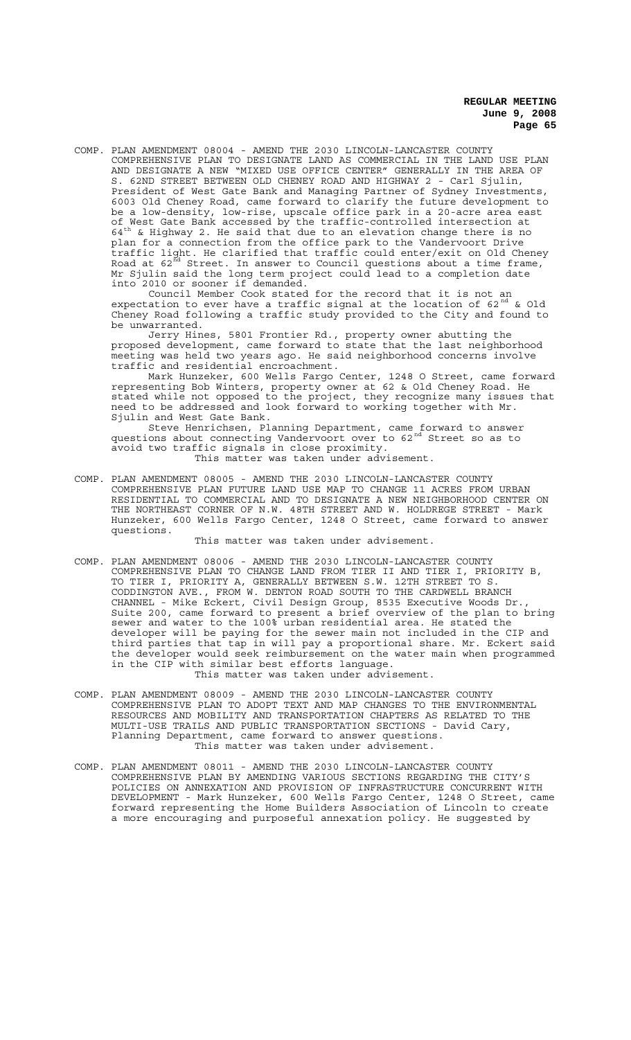COMP. PLAN AMENDMENT 08004 - AMEND THE 2030 LINCOLN-LANCASTER COUNTY COMPREHENSIVE PLAN TO DESIGNATE LAND AS COMMERCIAL IN THE LAND USE PLAN AND DESIGNATE A NEW "MIXED USE OFFICE CENTER" GENERALLY IN THE AREA OF S. 62ND STREET BETWEEN OLD CHENEY ROAD AND HIGHWAY 2 - Carl Sjulin, President of West Gate Bank and Managing Partner of Sydney Investments, 6003 Old Cheney Road, came forward to clarify the future development to be a low-density, low-rise, upscale office park in a 20-acre area east of West Gate Bank accessed by the traffic-controlled intersection at 64th & Highway 2. He said that due to an elevation change there is no plan for a connection from the office park to the Vandervoort Drive traffic light. He clarified that traffic could enter/exit on Old Cheney Road at 62nd Street. In answer to Council questions about a time frame, Mr Sjulin said the long term project could lead to a completion date into 2010 or sooner if demanded.

Council Member Cook stated for the record that it is not an expectation to ever have a traffic signal at the location of 62nd & Old Cheney Road following a traffic study provided to the City and found to be unwarranted.

Jerry Hines, 5801 Frontier Rd., property owner abutting the proposed development, came forward to state that the last neighborhood meeting was held two years ago. He said neighborhood concerns involve traffic and residential encroachment.

Mark Hunzeker, 600 Wells Fargo Center, 1248 O Street, came forward representing Bob Winters, property owner at 62 & Old Cheney Road. He stated while not opposed to the project, they recognize many issues that need to be addressed and look forward to working together with Mr. Sjulin and West Gate Bank.

Steve Henrichsen, Planning Department, came forward to answer questions about connecting Vandervoort over to 62nd Street so as to avoid two traffic signals in close proximity.

This matter was taken under advisement.

COMP. PLAN AMENDMENT 08005 - AMEND THE 2030 LINCOLN-LANCASTER COUNTY COMPREHENSIVE PLAN FUTURE LAND USE MAP TO CHANGE 11 ACRES FROM URBAN RESIDENTIAL TO COMMERCIAL AND TO DESIGNATE A NEW NEIGHBORHOOD CENTER ON THE NORTHEAST CORNER OF N.W. 48TH STREET AND W. HOLDREGE STREET - Mark Hunzeker, 600 Wells Fargo Center, 1248 O Street, came forward to answer questions.

This matter was taken under advisement.

COMP. PLAN AMENDMENT 08006 - AMEND THE 2030 LINCOLN-LANCASTER COUNTY COMPREHENSIVE PLAN TO CHANGE LAND FROM TIER II AND TIER I, PRIORITY B, TO TIER I, PRIORITY A, GENERALLY BETWEEN S.W. 12TH STREET TO S. CODDINGTON AVE., FROM W. DENTON ROAD SOUTH TO THE CARDWELL BRANCH CHANNEL - Mike Eckert, Civil Design Group, 8535 Executive Woods Dr., Suite 200, came forward to present a brief overview of the plan to bring sewer and water to the 100% urban residential area. He stated the developer will be paying for the sewer main not included in the CIP and third parties that tap in will pay a proportional share. Mr. Eckert said the developer would seek reimbursement on the water main when programmed in the CIP with similar best efforts language.

This matter was taken under advisement.

COMP. PLAN AMENDMENT 08009 - AMEND THE 2030 LINCOLN-LANCASTER COUNTY COMPREHENSIVE PLAN TO ADOPT TEXT AND MAP CHANGES TO THE ENVIRONMENTAL RESOURCES AND MOBILITY AND TRANSPORTATION CHAPTERS AS RELATED TO THE MULTI-USE TRAILS AND PUBLIC TRANSPORTATION SECTIONS - David Cary, Planning Department, came forward to answer questions.

This matter was taken under advisement.

COMP. PLAN AMENDMENT 08011 - AMEND THE 2030 LINCOLN-LANCASTER COUNTY COMPREHENSIVE PLAN BY AMENDING VARIOUS SECTIONS REGARDING THE CITY'S POLICIES ON ANNEXATION AND PROVISION OF INFRASTRUCTURE CONCURRENT WITH DEVELOPMENT - Mark Hunzeker, 600 Wells Fargo Center, 1248 O Street, came forward representing the Home Builders Association of Lincoln to create a more encouraging and purposeful annexation policy. He suggested by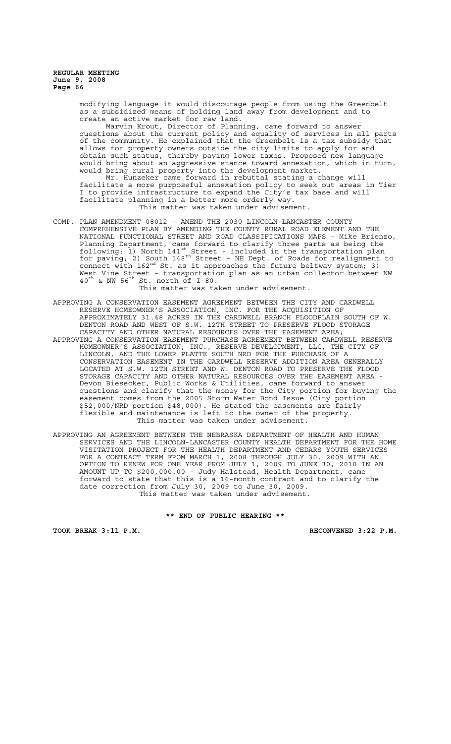modifying language it would discourage people from using the Greenbelt as a subsidized means of holding land away from development and to create an active market for raw land.

Marvin Krout, Director of Planning, came forward to answer questions about the current policy and equality of services in all parts of the community. He explained that the Greenbelt is a tax subsidy that allows for property owners outside the city limits to apply for and obtain such status, thereby paying lower taxes. Proposed new language would bring about an aggressive stance toward annexation, which in turn, would bring rural property into the development market.

Mr. Hunzeker came forward in rebuttal stating a change will facilitate a more purposeful annexation policy to seek out areas in Tier I to provide infrastructure to expand the City's tax base and will facilitate planning in a better more orderly way.

This matter was taken under advisement.

COMP. PLAN AMENDMENT 08012 - AMEND THE 2030 LINCOLN-LANCASTER COUNTY COMPREHENSIVE PLAN BY AMENDING THE COUNTY RURAL ROAD ELEMENT AND THE NATIONAL FUNCTIONAL STREET AND ROAD CLASSIFICATIONS MAPS - Mike Brienzo, Planning Department, came forward to clarify three parts as being the following: 1) North 141st Street - included in the transportation plan for paving; 2) South 148th Street - NE Dept. of Roads for realignment to connect with 162nd St. as it approaches the future beltway system; 3) West Vine Street - transportation plan as an urban collector between NW 40th & NW 56th St. north of I-80.

This matter was taken under advisement.

APPROVING A CONSERVATION EASEMENT AGREEMENT BETWEEN THE CITY AND CARDWELL RESERVE HOMEOWNER'S ASSOCIATION, INC. FOR THE ACQUISITION OF APPROXIMATELY 31.48 ACRES IN THE CARDWELL BRANCH FLOODPLAIN SOUTH OF W. DENTON ROAD AND WEST OF S.W. 12TH STREET TO PRESERVE FLOOD STORAGE CAPACITY AND OTHER NATURAL RESOURCES OVER THE EASEMENT AREA;

APPROVING A CONSERVATION EASEMENT PURCHASE AGREEMENT BETWEEN CARDWELL RESERVE HOMEOWNER'S ASSOCIATION, INC., RESERVE DEVELOPMENT, LLC, THE CITY OF LINCOLN, AND THE LOWER PLATTE SOUTH NRD FOR THE PURCHASE OF A CONSERVATION EASEMENT IN THE CARDWELL RESERVE ADDITION AREA GENERALLY LOCATED AT S.W. 12TH STREET AND W. DENTON ROAD TO PRESERVE THE FLOOD STORAGE CAPACITY AND OTHER NATURAL RESOURCES OVER THE EASEMENT AREA - Devon Biesecker, Public Works & Utilities, came forward to answer questions and clarify that the money for the City portion for buying the easement comes from the 2005 Storm Water Bond Issue (City portion \$52,000/NRD portion \$48,000). He stated the easements are fairly flexible and maintenance is left to the owner of the property.

This matter was taken under advisement.

APPROVING AN AGREEMENT BETWEEN THE NEBRASKA DEPARTMENT OF HEALTH AND HUMAN SERVICES AND THE LINCOLN-LANCASTER COUNTY HEALTH DEPARTMENT FOR THE HOME VISITATION PROJECT FOR THE HEALTH DEPARTMENT AND CEDARS YOUTH SERVICES FOR A CONTRACT TERM FROM MARCH 1, 2008 THROUGH JULY 30, 2009 WITH AN OPTION TO RENEW FOR ONE YEAR FROM JULY 1, 2009 TO JUNE 30, 2010 IN AN AMOUNT UP TO \$200,000.00 - Judy Halstead, Health Department, came forward to state that this is a 16-month contract and to clarify the date correction from July 30, 2009 to June 30, 2009.

This matter was taken under advisement.

**\*\* END OF PUBLIC HEARING \*\***

**TOOK BREAK 3:11 P.M.** **RECONVENED 3:22 P.M.**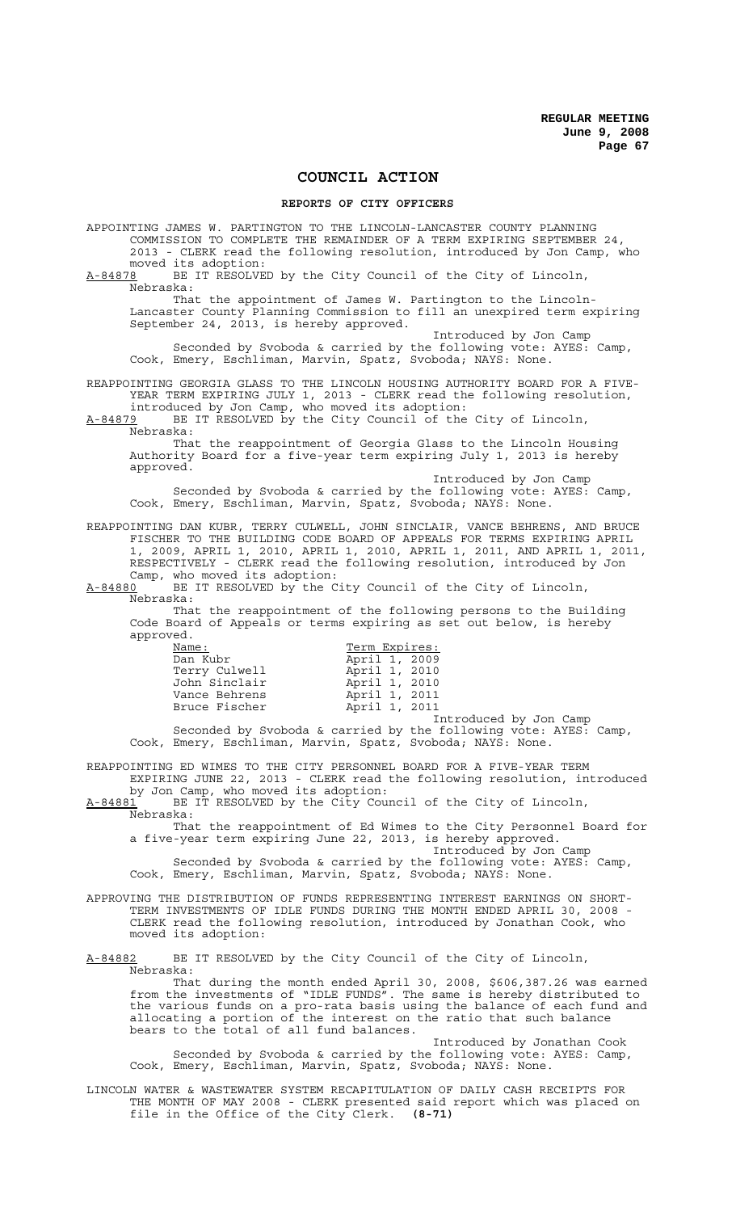# COUNCIL ACTION

## REPORTS OF CITY OFFICERS

APPOINTING JAMES W. PARTINGTON TO THE LINCOLN-LANCASTER COUNTY PLANNING COMMISSION TO COMPLETE THE REMAINDER OF A TERM EXPIRING SEPTEMBER 24, 2013 - CLERK read the following resolution, introduced by Jon Camp, who moved its adoption:

A-84878 BE IT RESOLVED by the City Council of the City of Lincoln, Nebraska:

That the appointment of James W. Partington to the Lincoln-Lancaster County Planning Commission to fill an unexpired term expiring September 24, 2013, is hereby approved.

Introduced by Jon Camp

Seconded by Svoboda & carried by the following vote: AYES: Camp, Cook, Emery, Eschliman, Marvin, Spatz, Svoboda; NAYS: None.

REAPPOINTING GEORGIA GLASS TO THE LINCOLN HOUSING AUTHORITY BOARD FOR A FIVE-YEAR TERM EXPIRING JULY 1, 2013 - CLERK read the following resolution, introduced by Jon Camp, who moved its adoption:

A-84879 BE IT RESOLVED by the City Council of the City of Lincoln, Nebraska:

That the reappointment of Georgia Glass to the Lincoln Housing Authority Board for a five-year term expiring July 1, 2013 is hereby approved.

Introduced by Jon Camp

Seconded by Svoboda & carried by the following vote: AYES: Camp, Cook, Emery, Eschliman, Marvin, Spatz, Svoboda; NAYS: None.

REAPPOINTING DAN KUBR, TERRY CULWELL, JOHN SINCLAIR, VANCE BEHRENS, AND BRUCE FISCHER TO THE BUILDING CODE BOARD OF APPEALS FOR TERMS EXPIRING APRIL 1, 2009, APRIL 1, 2010, APRIL 1, 2010, APRIL 1, 2011, AND APRIL 1, 2011, RESPECTIVELY - CLERK read the following resolution, introduced by Jon Camp, who moved its adoption:

A-84880 BE IT RESOLVED by the City Council of the City of Lincoln, Nebraska:

That the reappointment of the following persons to the Building Code Board of Appeals or terms expiring as set out below, is hereby approved.

| Name: | Term Expires: |
|---|---|
| Dan Kubr | April 1, 2009 |
| Terry Culwell | April 1, 2010 |
| John Sinclair | April 1, 2010 |
| Vance Behrens | April 1, 2011 |
| Bruce Fischer | April 1, 2011 |

Introduced by Jon Camp

Seconded by Svoboda & carried by the following vote: AYES: Camp, Cook, Emery, Eschliman, Marvin, Spatz, Svoboda; NAYS: None.

REAPPOINTING ED WIMES TO THE CITY PERSONNEL BOARD FOR A FIVE-YEAR TERM EXPIRING JUNE 22, 2013 - CLERK read the following resolution, introduced by Jon Camp, who moved its adoption:

A-84881 BE IT RESOLVED by the City Council of the City of Lincoln, Nebraska:

That the reappointment of Ed Wimes to the City Personnel Board for a five-year term expiring June 22, 2013, is hereby approved.

Introduced by Jon Camp

Seconded by Svoboda & carried by the following vote: AYES: Camp, Cook, Emery, Eschliman, Marvin, Spatz, Svoboda; NAYS: None.

APPROVING THE DISTRIBUTION OF FUNDS REPRESENTING INTEREST EARNINGS ON SHORT-TERM INVESTMENTS OF IDLE FUNDS DURING THE MONTH ENDED APRIL 30, 2008 - CLERK read the following resolution, introduced by Jonathan Cook, who moved its adoption:

A-84882 BE IT RESOLVED by the City Council of the City of Lincoln, Nebraska:

That during the month ended April 30, 2008, $606,387.26 was earned from the investments of "IDLE FUNDS". The same is hereby distributed to the various funds on a pro-rata basis using the balance of each fund and allocating a portion of the interest on the ratio that such balance bears to the total of all fund balances.

Introduced by Jonathan Cook

Seconded by Svoboda & carried by the following vote: AYES: Camp, Cook, Emery, Eschliman, Marvin, Spatz, Svoboda; NAYS: None.

LINCOLN WATER & WASTEWATER SYSTEM RECAPITULATION OF DAILY CASH RECEIPTS FOR THE MONTH OF MAY 2008 - CLERK presented said report which was placed on file in the Office of the City Clerk. **(8-71)**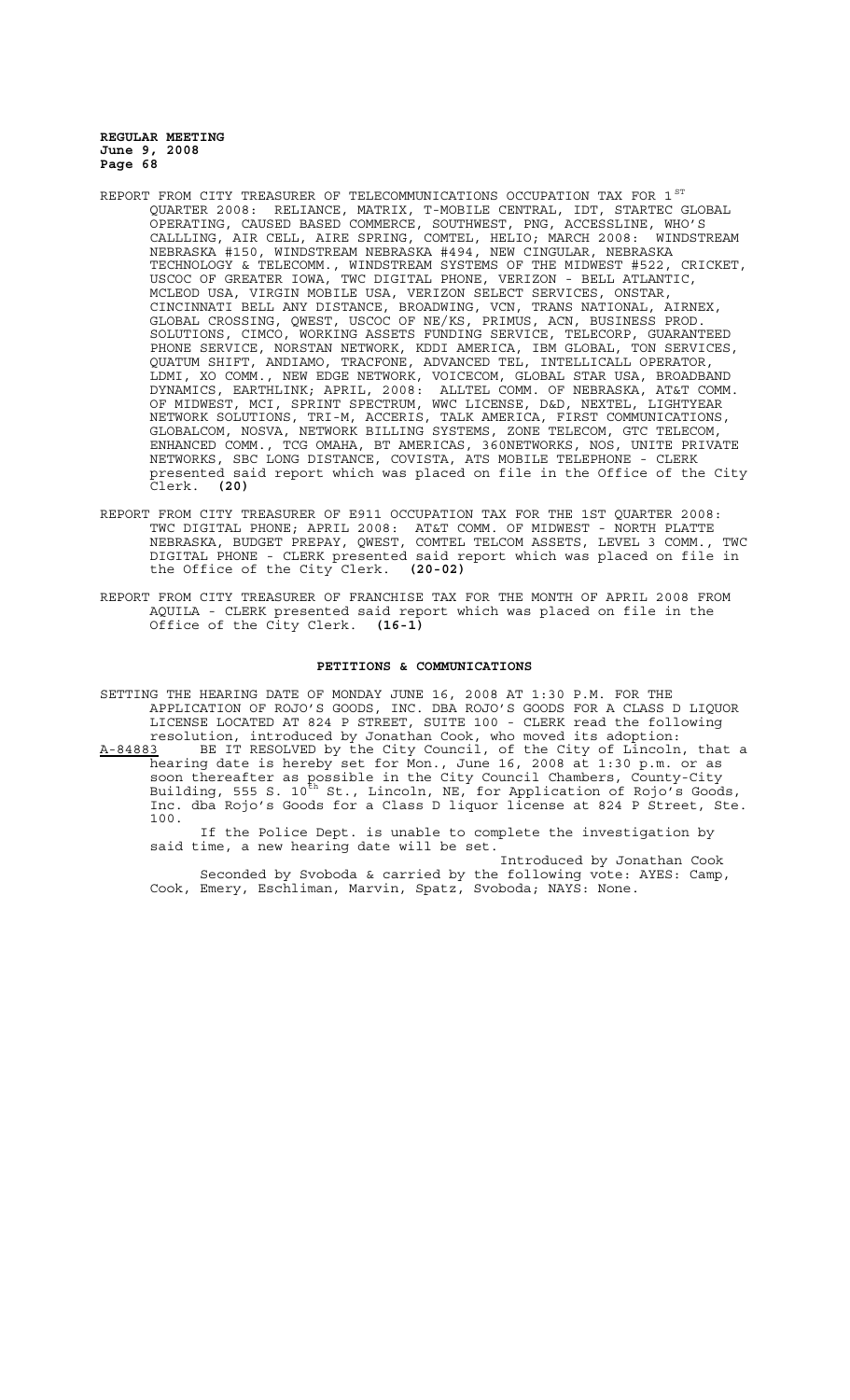REPORT FROM CITY TREASURER OF TELECOMMUNICATIONS OCCUPATION TAX FOR 1ST QUARTER 2008: RELIANCE, MATRIX, T-MOBILE CENTRAL, IDT, STARTEC GLOBAL OPERATING, CAUSED BASED COMMERCE, SOUTHWEST, PNG, ACCESSLINE, WHO'S CALLLING, AIR CELL, AIRE SPRING, COMTEL, HELIO; MARCH 2008: WINDSTREAM NEBRASKA #150, WINDSTREAM NEBRASKA #494, NEW CINGULAR, NEBRASKA TECHNOLOGY & TELECOMM., WINDSTREAM SYSTEMS OF THE MIDWEST #522, CRICKET, USCOC OF GREATER IOWA, TWC DIGITAL PHONE, VERIZON - BELL ATLANTIC, MCLEOD USA, VIRGIN MOBILE USA, VERIZON SELECT SERVICES, ONSTAR, CINCINNATI BELL ANY DISTANCE, BROADWING, VCN, TRANS NATIONAL, AIRNEX, GLOBAL CROSSING, QWEST, USCOC OF NE/KS, PRIMUS, ACN, BUSINESS PROD. SOLUTIONS, CIMCO, WORKING ASSETS FUNDING SERVICE, TELECORP, GUARANTEED PHONE SERVICE, NORSTAN NETWORK, KDDI AMERICA, IBM GLOBAL, TON SERVICES, QUATUM SHIFT, ANDIAMO, TRACFONE, ADVANCED TEL, INTELLICALL OPERATOR, LDMI, XO COMM., NEW EDGE NETWORK, VOICECOM, GLOBAL STAR USA, BROADBAND DYNAMICS, EARTHLINK; APRIL, 2008: ALLTEL COMM. OF NEBRASKA, AT&T COMM. OF MIDWEST, MCI, SPRINT SPECTRUM, WWC LICENSE, D&D, NEXTEL, LIGHTYEAR NETWORK SOLUTIONS, TRI-M, ACCERIS, TALK AMERICA, FIRST COMMUNICATIONS, GLOBALCOM, NOSVA, NETWORK BILLING SYSTEMS, ZONE TELECOM, GTC TELECOM, ENHANCED COMM., TCG OMAHA, BT AMERICAS, 360NETWORKS, NOS, UNITE PRIVATE NETWORKS, SBC LONG DISTANCE, COVISTA, ATS MOBILE TELEPHONE - CLERK presented said report which was placed on file in the Office of the City Clerk. **(20)**

REPORT FROM CITY TREASURER OF E911 OCCUPATION TAX FOR THE 1ST QUARTER 2008: TWC DIGITAL PHONE; APRIL 2008: AT&T COMM. OF MIDWEST - NORTH PLATTE NEBRASKA, BUDGET PREPAY, QWEST, COMTEL TELCOM ASSETS, LEVEL 3 COMM., TWC DIGITAL PHONE - CLERK presented said report which was placed on file in the Office of the City Clerk. **(20-02)**

REPORT FROM CITY TREASURER OF FRANCHISE TAX FOR THE MONTH OF APRIL 2008 FROM AQUILA - CLERK presented said report which was placed on file in the Office of the City Clerk. **(16-1)**

## PETITIONS & COMMUNICATIONS

SETTING THE HEARING DATE OF MONDAY JUNE 16, 2008 AT 1:30 P.M. FOR THE APPLICATION OF ROJO'S GOODS, INC. DBA ROJO'S GOODS FOR A CLASS D LIQUOR LICENSE LOCATED AT 824 P STREET, SUITE 100 - CLERK read the following resolution, introduced by Jonathan Cook, who moved its adoption:

A-84883 BE IT RESOLVED by the City Council, of the City of Lincoln, that a hearing date is hereby set for Mon., June 16, 2008 at 1:30 p.m. or as soon thereafter as possible in the City Council Chambers, County-City Building, 555 S. 10th St., Lincoln, NE, for Application of Rojo's Goods, Inc. dba Rojo's Goods for a Class D liquor license at 824 P Street, Ste. 100.

If the Police Dept. is unable to complete the investigation by said time, a new hearing date will be set.

Introduced by Jonathan Cook

Seconded by Svoboda & carried by the following vote: AYES: Camp, Cook, Emery, Eschliman, Marvin, Spatz, Svoboda; NAYS: None.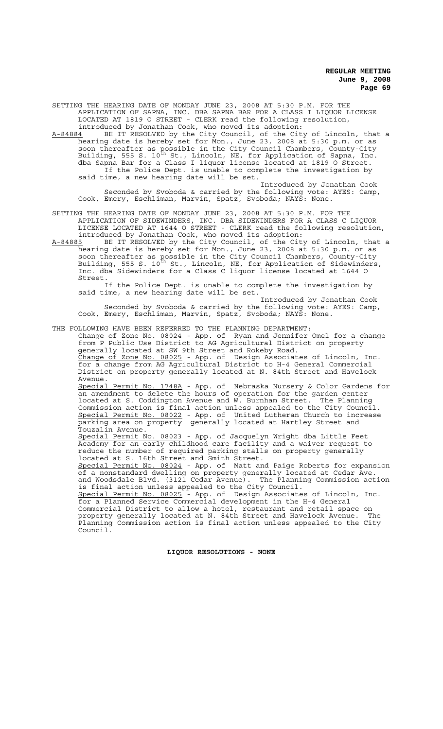SETTING THE HEARING DATE OF MONDAY JUNE 23, 2008 AT 5:30 P.M. FOR THE APPLICATION OF SAPNA, INC. DBA SAPNA BAR FOR A CLASS I LIQUOR LICENSE LOCATED AT 1819 O STREET - CLERK read the following resolution, introduced by Jonathan Cook, who moved its adoption:

A-84884 BE IT RESOLVED by the City Council, of the City of Lincoln, that a hearing date is hereby set for Mon., June 23, 2008 at 5:30 p.m. or as soon thereafter as possible in the City Council Chambers, County-City Building, 555 S. 10th St., Lincoln, NE, for Application of Sapna, Inc. dba Sapna Bar for a Class I liquor license located at 1819 O Street.

If the Police Dept. is unable to complete the investigation by said time, a new hearing date will be set.

Introduced by Jonathan Cook

Seconded by Svoboda & carried by the following vote: AYES: Camp, Cook, Emery, Eschliman, Marvin, Spatz, Svoboda; NAYS: None.

SETTING THE HEARING DATE OF MONDAY JUNE 23, 2008 AT 5:30 P.M. FOR THE APPLICATION OF SIDEWINDERS, INC. DBA SIDEWINDERS FOR A CLASS C LIQUOR LICENSE LOCATED AT 1644 O STREET - CLERK read the following resolution, introduced by Jonathan Cook, who moved its adoption:

A-84885 BE IT RESOLVED by the City Council, of the City of Lincoln, that a hearing date is hereby set for Mon., June 23, 2008 at 5:30 p.m. or as soon thereafter as possible in the City Council Chambers, County-City Building, 555 S. 10th St., Lincoln, NE, for Application of Sidewinders, Inc. dba Sidewinders for a Class C liquor license located at 1644 O Street.

If the Police Dept. is unable to complete the investigation by said time, a new hearing date will be set.

Introduced by Jonathan Cook

Seconded by Svoboda & carried by the following vote: AYES: Camp, Cook, Emery, Eschliman, Marvin, Spatz, Svoboda; NAYS: None.

THE FOLLOWING HAVE BEEN REFERRED TO THE PLANNING DEPARTMENT:

Change of Zone No. 08024 - App. of Ryan and Jennifer Omel for a change from P Public Use District to AG Agricultural District on property generally located at SW 9th Street and Rokeby Road.

Change of Zone No. 08025 - App. of Design Associates of Lincoln, Inc. for a change from AG Agricultural District to H-4 General Commercial District on property generally located at N. 84th Street and Havelock Avenue.

Special Permit No. 1748A - App. of Nebraska Nursery & Color Gardens for an amendment to delete the hours of operation for the garden center located at S. Coddington Avenue and W. Burnham Street. The Planning Commission action is final action unless appealed to the City Council.

Special Permit No. 08022 - App. of United Lutheran Church to increase parking area on property generally located at Hartley Street and Touzalin Avenue.

Special Permit No. 08023 - App. of Jacquelyn Wright dba Little Feet Academy for an early childhood care facility and a waiver request to reduce the number of required parking stalls on property generally located at S. 16th Street and Smith Street.

Special Permit No. 08024 - App. of Matt and Paige Roberts for expansion of a nonstandard dwelling on property generally located at Cedar Ave. and Woodsdale Blvd. (3121 Cedar Avenue). The Planning Commission action is final action unless appealed to the City Council.

Special Permit No. 08025 - App. of Design Associates of Lincoln, Inc. for a Planned Service Commercial development in the H-4 General Commercial District to allow a hotel, restaurant and retail space on property generally located at N. 84th Street and Havelock Avenue. The Planning Commission action is final action unless appealed to the City Council.

**LIQUOR RESOLUTIONS - NONE**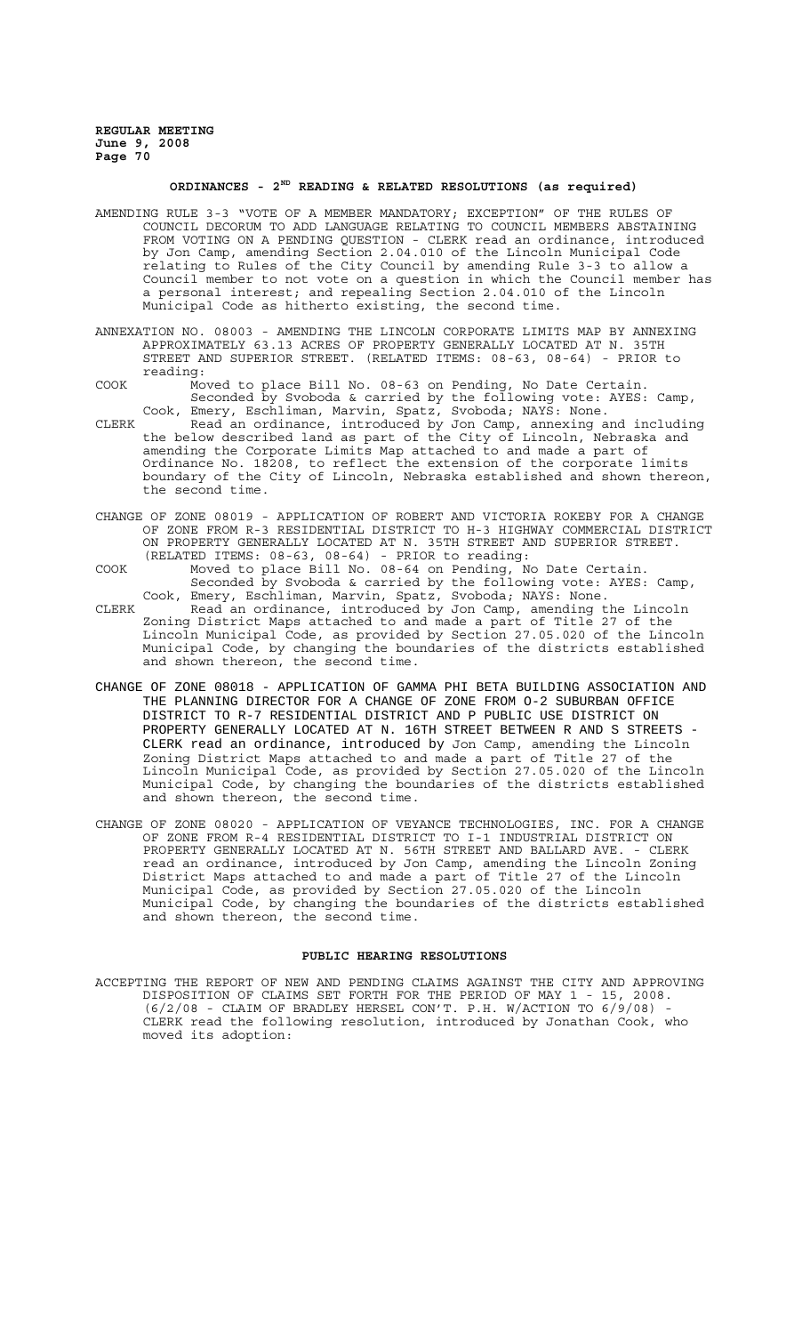## ORDINANCES - 2[ND] READING & RELATED RESOLUTIONS (as required)

AMENDING RULE 3-3 "VOTE OF A MEMBER MANDATORY; EXCEPTION" OF THE RULES OF COUNCIL DECORUM TO ADD LANGUAGE RELATING TO COUNCIL MEMBERS ABSTAINING FROM VOTING ON A PENDING QUESTION - CLERK read an ordinance, introduced by Jon Camp, amending Section 2.04.010 of the Lincoln Municipal Code relating to Rules of the City Council by amending Rule 3-3 to allow a Council member to not vote on a question in which the Council member has a personal interest; and repealing Section 2.04.010 of the Lincoln Municipal Code as hitherto existing, the second time.

ANNEXATION NO. 08003 - AMENDING THE LINCOLN CORPORATE LIMITS MAP BY ANNEXING APPROXIMATELY 63.13 ACRES OF PROPERTY GENERALLY LOCATED AT N. 35TH STREET AND SUPERIOR STREET. (RELATED ITEMS: 08-63, 08-64) - PRIOR to reading:

COOK Moved to place Bill No. 08-63 on Pending, No Date Certain. Seconded by Svoboda & carried by the following vote: AYES: Camp, Cook, Emery, Eschliman, Marvin, Spatz, Svoboda; NAYS: None.

CLERK Read an ordinance, introduced by Jon Camp, annexing and including the below described land as part of the City of Lincoln, Nebraska and amending the Corporate Limits Map attached to and made a part of Ordinance No. 18208, to reflect the extension of the corporate limits boundary of the City of Lincoln, Nebraska established and shown thereon, the second time.

CHANGE OF ZONE 08019 - APPLICATION OF ROBERT AND VICTORIA ROKEBY FOR A CHANGE OF ZONE FROM R-3 RESIDENTIAL DISTRICT TO H-3 HIGHWAY COMMERCIAL DISTRICT ON PROPERTY GENERALLY LOCATED AT N. 35TH STREET AND SUPERIOR STREET. (RELATED ITEMS: 08-63, 08-64) - PRIOR to reading:

COOK Moved to place Bill No. 08-64 on Pending, No Date Certain. Seconded by Svoboda & carried by the following vote: AYES: Camp, Cook, Emery, Eschliman, Marvin, Spatz, Svoboda; NAYS: None.

CLERK Read an ordinance, introduced by Jon Camp, amending the Lincoln Zoning District Maps attached to and made a part of Title 27 of the Lincoln Municipal Code, as provided by Section 27.05.020 of the Lincoln Municipal Code, by changing the boundaries of the districts established and shown thereon, the second time.

CHANGE OF ZONE 08018 - APPLICATION OF GAMMA PHI BETA BUILDING ASSOCIATION AND THE PLANNING DIRECTOR FOR A CHANGE OF ZONE FROM O-2 SUBURBAN OFFICE DISTRICT TO R-7 RESIDENTIAL DISTRICT AND P PUBLIC USE DISTRICT ON PROPERTY GENERALLY LOCATED AT N. 16TH STREET BETWEEN R AND S STREETS - CLERK read an ordinance, introduced by Jon Camp, amending the Lincoln Zoning District Maps attached to and made a part of Title 27 of the Lincoln Municipal Code, as provided by Section 27.05.020 of the Lincoln Municipal Code, by changing the boundaries of the districts established and shown thereon, the second time.

CHANGE OF ZONE 08020 - APPLICATION OF VEYANCE TECHNOLOGIES, INC. FOR A CHANGE OF ZONE FROM R-4 RESIDENTIAL DISTRICT TO I-1 INDUSTRIAL DISTRICT ON PROPERTY GENERALLY LOCATED AT N. 56TH STREET AND BALLARD AVE. - CLERK read an ordinance, introduced by Jon Camp, amending the Lincoln Zoning District Maps attached to and made a part of Title 27 of the Lincoln Municipal Code, as provided by Section 27.05.020 of the Lincoln Municipal Code, by changing the boundaries of the districts established and shown thereon, the second time.

## PUBLIC HEARING RESOLUTIONS

ACCEPTING THE REPORT OF NEW AND PENDING CLAIMS AGAINST THE CITY AND APPROVING DISPOSITION OF CLAIMS SET FORTH FOR THE PERIOD OF MAY 1 - 15, 2008. (6/2/08 - CLAIM OF BRADLEY HERSEL CON'T. P.H. W/ACTION TO 6/9/08) - CLERK read the following resolution, introduced by Jonathan Cook, who moved its adoption: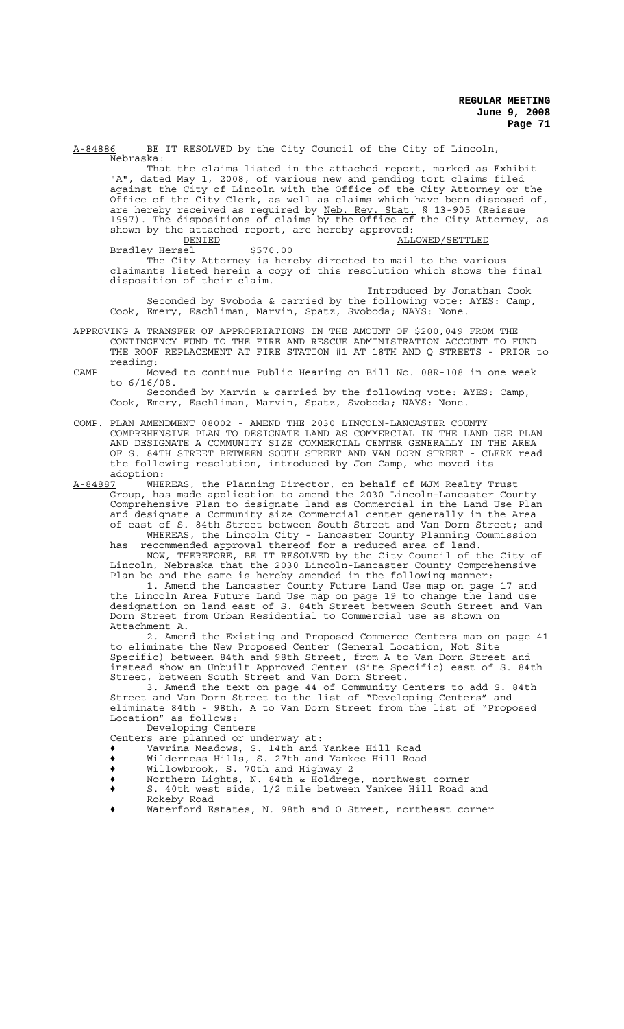A-84886 BE IT RESOLVED by the City Council of the City of Lincoln, Nebraska:

That the claims listed in the attached report, marked as Exhibit "A", dated May 1, 2008, of various new and pending tort claims filed against the City of Lincoln with the Office of the City Attorney or the Office of the City Clerk, as well as claims which have been disposed of, are hereby received as required by Neb. Rev. Stat. § 13-905 (Reissue 1997). The dispositions of claims by the Office of the City Attorney, as shown by the attached report, are hereby approved:

| DENIED | | ALLOWED/SETTLED |
|---|---|---|
| Bradley Hersel | $570.00 | |

The City Attorney is hereby directed to mail to the various claimants listed herein a copy of this resolution which shows the final disposition of their claim.

Introduced by Jonathan Cook

Seconded by Svoboda & carried by the following vote: AYES: Camp, Cook, Emery, Eschliman, Marvin, Spatz, Svoboda; NAYS: None.

APPROVING A TRANSFER OF APPROPRIATIONS IN THE AMOUNT OF $200,049 FROM THE CONTINGENCY FUND TO THE FIRE AND RESCUE ADMINISTRATION ACCOUNT TO FUND THE ROOF REPLACEMENT AT FIRE STATION #1 AT 18TH AND Q STREETS - PRIOR to reading:

CAMP Moved to continue Public Hearing on Bill No. 08R-108 in one week to 6/16/08.

Seconded by Marvin & carried by the following vote: AYES: Camp, Cook, Emery, Eschliman, Marvin, Spatz, Svoboda; NAYS: None.

COMP. PLAN AMENDMENT 08002 - AMEND THE 2030 LINCOLN-LANCASTER COUNTY COMPREHENSIVE PLAN TO DESIGNATE LAND AS COMMERCIAL IN THE LAND USE PLAN AND DESIGNATE A COMMUNITY SIZE COMMERCIAL CENTER GENERALLY IN THE AREA OF S. 84TH STREET BETWEEN SOUTH STREET AND VAN DORN STREET - CLERK read the following resolution, introduced by Jon Camp, who moved its adoption:

A-84887 WHEREAS, the Planning Director, on behalf of MJM Realty Trust Group, has made application to amend the 2030 Lincoln-Lancaster County Comprehensive Plan to designate land as Commercial in the Land Use Plan and designate a Community size Commercial center generally in the Area of east of S. 84th Street between South Street and Van Dorn Street; and

WHEREAS, the Lincoln City - Lancaster County Planning Commission has recommended approval thereof for a reduced area of land.

NOW, THEREFORE, BE IT RESOLVED by the City Council of the City of Lincoln, Nebraska that the 2030 Lincoln-Lancaster County Comprehensive Plan be and the same is hereby amended in the following manner:

1. Amend the Lancaster County Future Land Use map on page 17 and the Lincoln Area Future Land Use map on page 19 to change the land use designation on land east of S. 84th Street between South Street and Van Dorn Street from Urban Residential to Commercial use as shown on Attachment A.

2. Amend the Existing and Proposed Commerce Centers map on page 41 to eliminate the New Proposed Center (General Location, Not Site Specific) between 84th and 98th Street, from A to Van Dorn Street and instead show an Unbuilt Approved Center (Site Specific) east of S. 84th Street, between South Street and Van Dorn Street.

3. Amend the text on page 44 of Community Centers to add S. 84th Street and Van Dorn Street to the list of "Developing Centers" and eliminate 84th - 98th, A to Van Dorn Street from the list of "Proposed Location" as follows:

Developing Centers

Centers are planned or underway at:

- Vavrina Meadows, S. 14th and Yankee Hill Road
- Wilderness Hills, S. 27th and Yankee Hill Road
- Willowbrook, S. 70th and Highway 2
- Northern Lights, N. 84th & Holdrege, northwest corner
- S. 40th west side, 1/2 mile between Yankee Hill Road and Rokeby Road
- Waterford Estates, N. 98th and O Street, northeast corner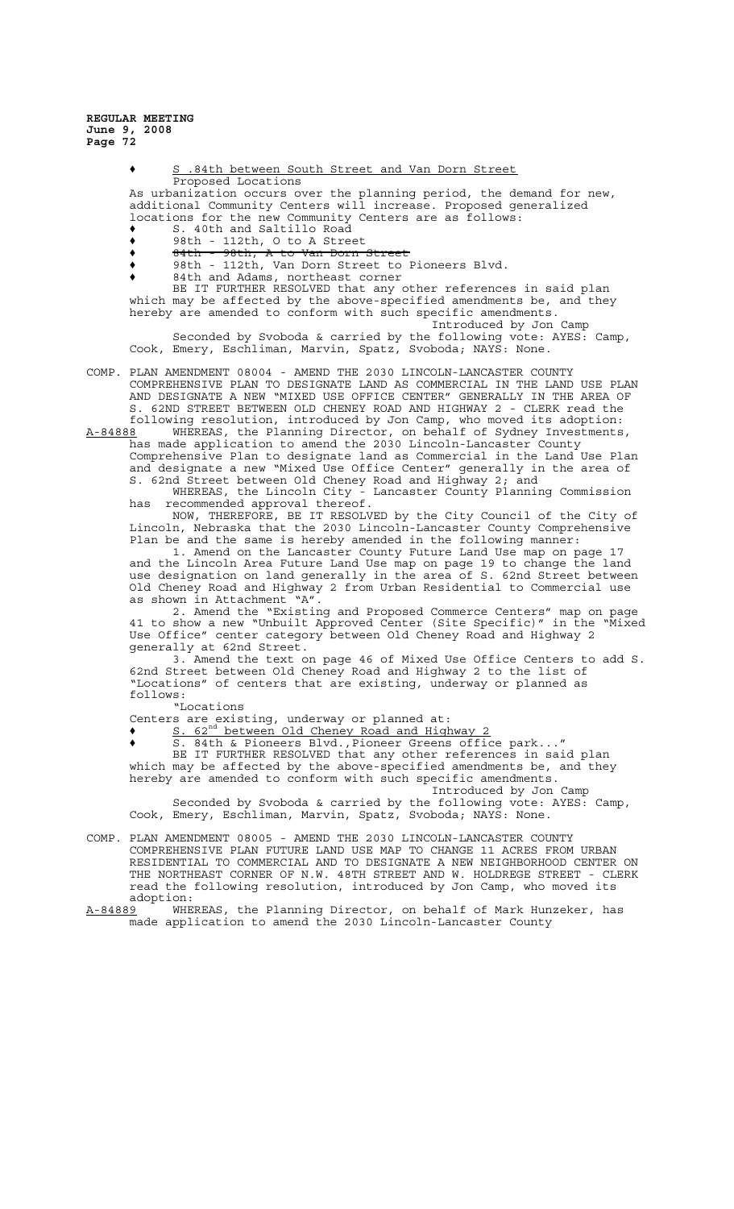- S .84th between South Street and Van Dorn Street

Proposed Locations

As urbanization occurs over the planning period, the demand for new, additional Community Centers will increase. Proposed generalized locations for the new Community Centers are as follows:

- S. 40th and Saltillo Road
- 98th - 112th, O to A Street
- ~~84th - 98th, A to Van Dorn Street~~
- 98th - 112th, Van Dorn Street to Pioneers Blvd.
- 84th and Adams, northeast corner

BE IT FURTHER RESOLVED that any other references in said plan which may be affected by the above-specified amendments be, and they hereby are amended to conform with such specific amendments.

Introduced by Jon Camp

Seconded by Svoboda & carried by the following vote: AYES: Camp, Cook, Emery, Eschliman, Marvin, Spatz, Svoboda; NAYS: None.

COMP. PLAN AMENDMENT 08004 - AMEND THE 2030 LINCOLN-LANCASTER COUNTY COMPREHENSIVE PLAN TO DESIGNATE LAND AS COMMERCIAL IN THE LAND USE PLAN AND DESIGNATE A NEW "MIXED USE OFFICE CENTER" GENERALLY IN THE AREA OF S. 62ND STREET BETWEEN OLD CHENEY ROAD AND HIGHWAY 2 - CLERK read the following resolution, introduced by Jon Camp, who moved its adoption:

A-84888 WHEREAS, the Planning Director, on behalf of Sydney Investments, has made application to amend the 2030 Lincoln-Lancaster County Comprehensive Plan to designate land as Commercial in the Land Use Plan and designate a new "Mixed Use Office Center" generally in the area of S. 62nd Street between Old Cheney Road and Highway 2; and

WHEREAS, the Lincoln City - Lancaster County Planning Commission has recommended approval thereof.

NOW, THEREFORE, BE IT RESOLVED by the City Council of the City of Lincoln, Nebraska that the 2030 Lincoln-Lancaster County Comprehensive Plan be and the same is hereby amended in the following manner:

1. Amend on the Lancaster County Future Land Use map on page 17 and the Lincoln Area Future Land Use map on page 19 to change the land use designation on land generally in the area of S. 62nd Street between Old Cheney Road and Highway 2 from Urban Residential to Commercial use as shown in Attachment "A".

2. Amend the "Existing and Proposed Commerce Centers" map on page 41 to show a new "Unbuilt Approved Center (Site Specific)" in the "Mixed Use Office" center category between Old Cheney Road and Highway 2 generally at 62nd Street.

3. Amend the text on page 46 of Mixed Use Office Centers to add S. 62nd Street between Old Cheney Road and Highway 2 to the list of "Locations" of centers that are existing, underway or planned as follows:

"Locations

Centers are existing, underway or planned at:

- <u>S. 62nd between Old Cheney Road and Highway 2</u>
- S. 84th & Pioneers Blvd.,Pioneer Greens office park..."

BE IT FURTHER RESOLVED that any other references in said plan which may be affected by the above-specified amendments be, and they hereby are amended to conform with such specific amendments.

Introduced by Jon Camp

Seconded by Svoboda & carried by the following vote: AYES: Camp, Cook, Emery, Eschliman, Marvin, Spatz, Svoboda; NAYS: None.

COMP. PLAN AMENDMENT 08005 - AMEND THE 2030 LINCOLN-LANCASTER COUNTY COMPREHENSIVE PLAN FUTURE LAND USE MAP TO CHANGE 11 ACRES FROM URBAN RESIDENTIAL TO COMMERCIAL AND TO DESIGNATE A NEW NEIGHBORHOOD CENTER ON THE NORTHEAST CORNER OF N.W. 48TH STREET AND W. HOLDREGE STREET - CLERK read the following resolution, introduced by Jon Camp, who moved its adoption:

A-84889 WHEREAS, the Planning Director, on behalf of Mark Hunzeker, has made application to amend the 2030 Lincoln-Lancaster County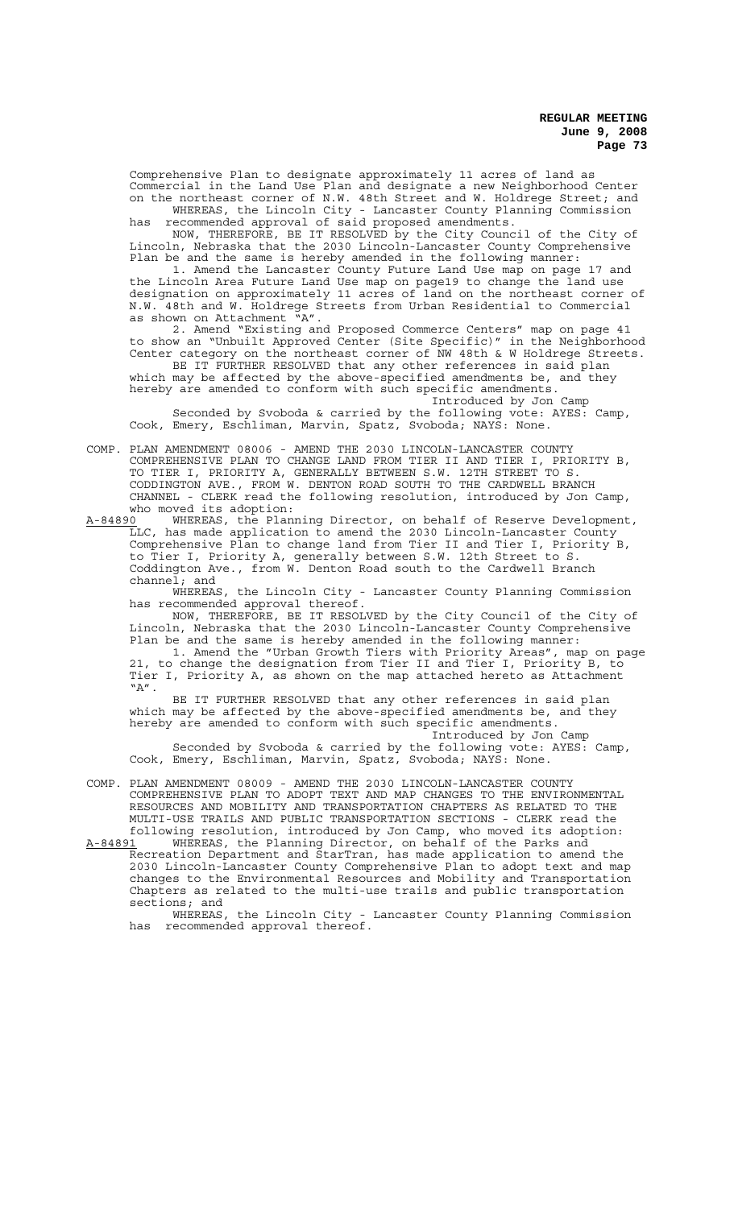Comprehensive Plan to designate approximately 11 acres of land as Commercial in the Land Use Plan and designate a new Neighborhood Center on the northeast corner of N.W. 48th Street and W. Holdrege Street; and

WHEREAS, the Lincoln City - Lancaster County Planning Commission has recommended approval of said proposed amendments.

NOW, THEREFORE, BE IT RESOLVED by the City Council of the City of Lincoln, Nebraska that the 2030 Lincoln-Lancaster County Comprehensive Plan be and the same is hereby amended in the following manner:

1. Amend the Lancaster County Future Land Use map on page 17 and the Lincoln Area Future Land Use map on page19 to change the land use designation on approximately 11 acres of land on the northeast corner of N.W. 48th and W. Holdrege Streets from Urban Residential to Commercial as shown on Attachment "A".

2. Amend "Existing and Proposed Commerce Centers" map on page 41 to show an "Unbuilt Approved Center (Site Specific)" in the Neighborhood Center category on the northeast corner of NW 48th & W Holdrege Streets.

BE IT FURTHER RESOLVED that any other references in said plan which may be affected by the above-specified amendments be, and they hereby are amended to conform with such specific amendments.

Introduced by Jon Camp

Seconded by Svoboda & carried by the following vote: AYES: Camp, Cook, Emery, Eschliman, Marvin, Spatz, Svoboda; NAYS: None.

COMP. PLAN AMENDMENT 08006 - AMEND THE 2030 LINCOLN-LANCASTER COUNTY COMPREHENSIVE PLAN TO CHANGE LAND FROM TIER II AND TIER I, PRIORITY B, TO TIER I, PRIORITY A, GENERALLY BETWEEN S.W. 12TH STREET TO S. CODDINGTON AVE., FROM W. DENTON ROAD SOUTH TO THE CARDWELL BRANCH CHANNEL - CLERK read the following resolution, introduced by Jon Camp, who moved its adoption:

A-84890 WHEREAS, the Planning Director, on behalf of Reserve Development, LLC, has made application to amend the 2030 Lincoln-Lancaster County Comprehensive Plan to change land from Tier II and Tier I, Priority B, to Tier I, Priority A, generally between S.W. 12th Street to S. Coddington Ave., from W. Denton Road south to the Cardwell Branch channel; and

WHEREAS, the Lincoln City - Lancaster County Planning Commission has recommended approval thereof.

NOW, THEREFORE, BE IT RESOLVED by the City Council of the City of Lincoln, Nebraska that the 2030 Lincoln-Lancaster County Comprehensive Plan be and the same is hereby amended in the following manner:

1. Amend the "Urban Growth Tiers with Priority Areas", map on page 21, to change the designation from Tier II and Tier I, Priority B, to Tier I, Priority A, as shown on the map attached hereto as Attachment "A".

BE IT FURTHER RESOLVED that any other references in said plan which may be affected by the above-specified amendments be, and they hereby are amended to conform with such specific amendments.

Introduced by Jon Camp

Seconded by Svoboda & carried by the following vote: AYES: Camp, Cook, Emery, Eschliman, Marvin, Spatz, Svoboda; NAYS: None.

COMP. PLAN AMENDMENT 08009 - AMEND THE 2030 LINCOLN-LANCASTER COUNTY COMPREHENSIVE PLAN TO ADOPT TEXT AND MAP CHANGES TO THE ENVIRONMENTAL RESOURCES AND MOBILITY AND TRANSPORTATION CHAPTERS AS RELATED TO THE MULTI-USE TRAILS AND PUBLIC TRANSPORTATION SECTIONS - CLERK read the following resolution, introduced by Jon Camp, who moved its adoption:

A-84891 WHEREAS, the Planning Director, on behalf of the Parks and Recreation Department and StarTran, has made application to amend the 2030 Lincoln-Lancaster County Comprehensive Plan to adopt text and map changes to the Environmental Resources and Mobility and Transportation Chapters as related to the multi-use trails and public transportation sections; and

WHEREAS, the Lincoln City - Lancaster County Planning Commission has recommended approval thereof.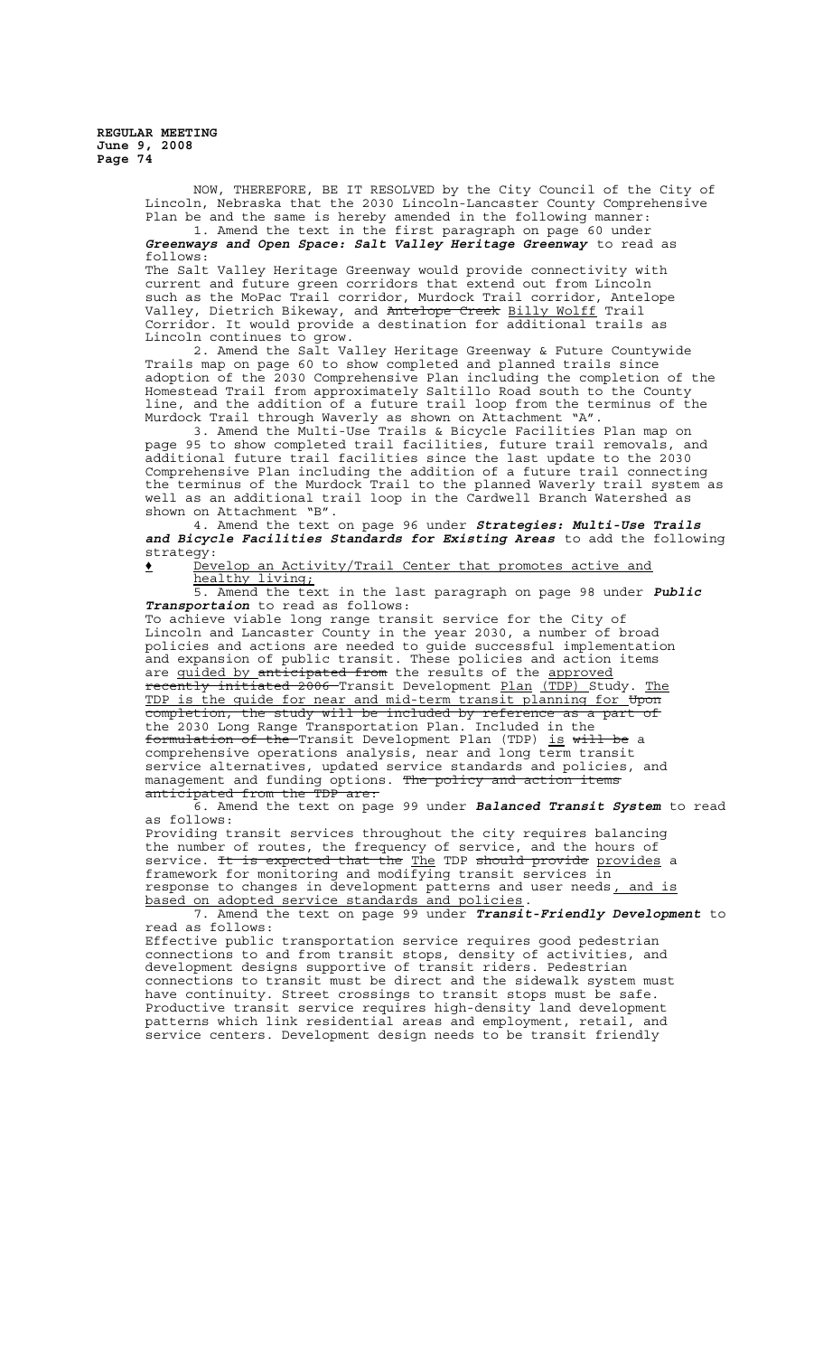NOW, THEREFORE, BE IT RESOLVED by the City Council of the City of Lincoln, Nebraska that the 2030 Lincoln-Lancaster County Comprehensive Plan be and the same is hereby amended in the following manner:

1. Amend the text in the first paragraph on page 60 under ***Greenways and Open Space: Salt Valley Heritage Greenway*** to read as follows:

The Salt Valley Heritage Greenway would provide connectivity with current and future green corridors that extend out from Lincoln such as the MoPac Trail corridor, Murdock Trail corridor, Antelope Valley, Dietrich Bikeway, and ~~Antelope Creek~~ <u>Billy Wolff</u> Trail Corridor. It would provide a destination for additional trails as Lincoln continues to grow.

2. Amend the Salt Valley Heritage Greenway & Future Countywide Trails map on page 60 to show completed and planned trails since adoption of the 2030 Comprehensive Plan including the completion of the Homestead Trail from approximately Saltillo Road south to the County line, and the addition of a future trail loop from the terminus of the Murdock Trail through Waverly as shown on Attachment "A".

3. Amend the Multi-Use Trails & Bicycle Facilities Plan map on page 95 to show completed trail facilities, future trail removals, and additional future trail facilities since the last update to the 2030 Comprehensive Plan including the addition of a future trail connecting the terminus of the Murdock Trail to the planned Waverly trail system as well as an additional trail loop in the Cardwell Branch Watershed as shown on Attachment "B".

4. Amend the text on page 96 under ***Strategies: Multi-Use Trails and Bicycle Facilities Standards for Existing Areas*** to add the following strategy:

♦ <u>Develop an Activity/Trail Center that promotes active and healthy living;</u>

5. Amend the text in the last paragraph on page 98 under ***Public Transportaion*** to read as follows:

To achieve viable long range transit service for the City of Lincoln and Lancaster County in the year 2030, a number of broad policies and actions are needed to guide successful implementation and expansion of public transit. These policies and action items are <u>guided by</u> ~~anticipated from~~ the results of the <u>approved</u> ~~recently initiated 2006~~ Transit Development <u>Plan</u> <u>(TDP)</u> Study. <u>The TDP is the guide for near and mid-term transit planning for</u> ~~Upon completion, the study will be included by reference as a part of~~ the 2030 Long Range Transportation Plan. Included in the ~~formulation of the~~ Transit Development Plan (TDP) <u>is</u> ~~will be~~ a comprehensive operations analysis, near and long term transit service alternatives, updated service standards and policies, and management and funding options. ~~The policy and action items anticipated from the TDP are:~~

6. Amend the text on page 99 under ***Balanced Transit System*** to read as follows:

Providing transit services throughout the city requires balancing the number of routes, the frequency of service, and the hours of service. ~~It is expected that the~~ <u>The</u> TDP ~~should provide~~ <u>provides</u> a framework for monitoring and modifying transit services in response to changes in development patterns and user needs<u>, and is based on adopted service standards and policies</u>.

7. Amend the text on page 99 under ***Transit-Friendly Development*** to read as follows:

Effective public transportation service requires good pedestrian connections to and from transit stops, density of activities, and development designs supportive of transit riders. Pedestrian connections to transit must be direct and the sidewalk system must have continuity. Street crossings to transit stops must be safe. Productive transit service requires high-density land development patterns which link residential areas and employment, retail, and service centers. Development design needs to be transit friendly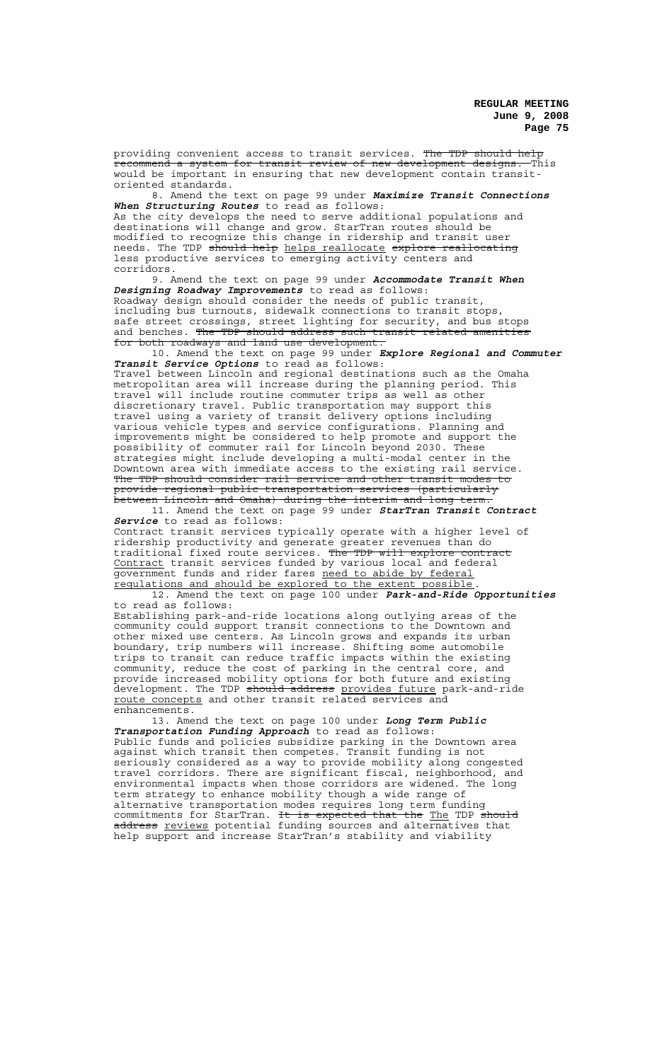providing convenient access to transit services. ~~The TDP should help recommend a system for transit review of new development designs.~~ This would be important in ensuring that new development contain transit-oriented standards.

8. Amend the text on page 99 under ***Maximize Transit Connections When Structuring Routes*** to read as follows:
As the city develops the need to serve additional populations and destinations will change and grow. StarTran routes should be modified to recognize this change in ridership and transit user needs. The TDP ~~should help~~ <u>helps reallocate</u> ~~explore reallocating~~ less productive services to emerging activity centers and corridors.

9. Amend the text on page 99 under ***Accommodate Transit When Designing Roadway Improvements*** to read as follows:
Roadway design should consider the needs of public transit, including bus turnouts, sidewalk connections to transit stops, safe street crossings, street lighting for security, and bus stops and benches. ~~The TDP should address such transit related amenities for both roadways and land use development.~~

10. Amend the text on page 99 under ***Explore Regional and Commuter Transit Service Options*** to read as follows:
Travel between Lincoln and regional destinations such as the Omaha metropolitan area will increase during the planning period. This travel will include routine commuter trips as well as other discretionary travel. Public transportation may support this travel using a variety of transit delivery options including various vehicle types and service configurations. Planning and improvements might be considered to help promote and support the possibility of commuter rail for Lincoln beyond 2030. These strategies might include developing a multi-modal center in the Downtown area with immediate access to the existing rail service. ~~The TDP should consider rail service and other transit modes to provide regional public transportation services (particularly between Lincoln and Omaha) during the interim and long term.~~

11. Amend the text on page 99 under ***StarTran Transit Contract Service*** to read as follows:
Contract transit services typically operate with a higher level of ridership productivity and generate greater revenues than do traditional fixed route services. ~~The TDP will explore contract~~ <u>Contract</u> transit services funded by various local and federal government funds and rider fares <u>need to abide by federal regulations and should be explored to the extent possible</u>.

12. Amend the text on page 100 under ***Park-and-Ride Opportunities*** to read as follows:
Establishing park-and-ride locations along outlying areas of the community could support transit connections to the Downtown and other mixed use centers. As Lincoln grows and expands its urban boundary, trip numbers will increase. Shifting some automobile trips to transit can reduce traffic impacts within the existing community, reduce the cost of parking in the central core, and provide increased mobility options for both future and existing development. The TDP ~~should address~~ <u>provides future</u> park-and-ride <u>route concepts</u> and other transit related services and enhancements.

13. Amend the text on page 100 under ***Long Term Public Transportation Funding Approach*** to read as follows:
Public funds and policies subsidize parking in the Downtown area against which transit then competes. Transit funding is not seriously considered as a way to provide mobility along congested travel corridors. There are significant fiscal, neighborhood, and environmental impacts when those corridors are widened. The long term strategy to enhance mobility though a wide range of alternative transportation modes requires long term funding commitments for StarTran. ~~It is expected that the~~ <u>The</u> TDP ~~should address~~ <u>reviews</u> potential funding sources and alternatives that help support and increase StarTran's stability and viability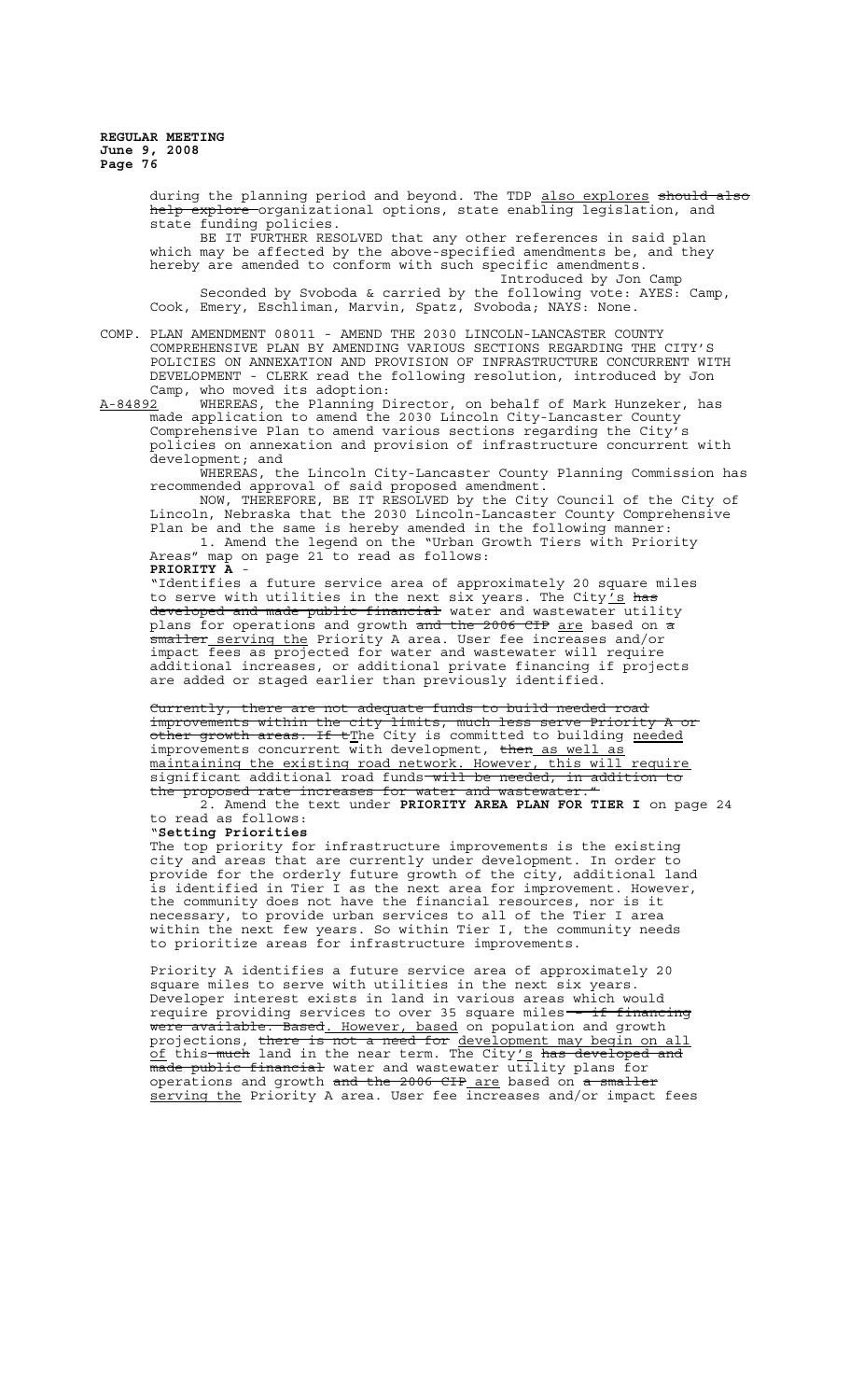during the planning period and beyond. The TDP <u>also explores</u> ~~should also help explore~~ organizational options, state enabling legislation, and state funding policies.

BE IT FURTHER RESOLVED that any other references in said plan which may be affected by the above-specified amendments be, and they hereby are amended to conform with such specific amendments.

Introduced by Jon Camp

Seconded by Svoboda & carried by the following vote: AYES: Camp, Cook, Emery, Eschliman, Marvin, Spatz, Svoboda; NAYS: None.

COMP. PLAN AMENDMENT 08011 - AMEND THE 2030 LINCOLN-LANCASTER COUNTY COMPREHENSIVE PLAN BY AMENDING VARIOUS SECTIONS REGARDING THE CITY'S POLICIES ON ANNEXATION AND PROVISION OF INFRASTRUCTURE CONCURRENT WITH DEVELOPMENT - CLERK read the following resolution, introduced by Jon Camp, who moved its adoption:

<u>A-84892</u> WHEREAS, the Planning Director, on behalf of Mark Hunzeker, has made application to amend the 2030 Lincoln City-Lancaster County Comprehensive Plan to amend various sections regarding the City's policies on annexation and provision of infrastructure concurrent with development; and

WHEREAS, the Lincoln City-Lancaster County Planning Commission has recommended approval of said proposed amendment.

NOW, THEREFORE, BE IT RESOLVED by the City Council of the City of Lincoln, Nebraska that the 2030 Lincoln-Lancaster County Comprehensive Plan be and the same is hereby amended in the following manner:

1. Amend the legend on the "Urban Growth Tiers with Priority Areas" map on page 21 to read as follows:

**PRIORITY A** -

"Identifies a future service area of approximately 20 square miles to serve with utilities in the next six years. The City<u>'s</u> ~~has developed and made public financial~~ water and wastewater utility plans for operations and growth ~~and the 2006 CIP~~ <u>are</u> based on ~~a smaller~~ <u>serving the</u> Priority A area. User fee increases and/or impact fees as projected for water and wastewater will require additional increases, or additional private financing if projects are added or staged earlier than previously identified.

~~Currently, there are not adequate funds to build needed road improvements within the city limits, much less serve Priority A or other growth areas. If t~~<u>T</u>he City is committed to building <u>needed</u> improvements concurrent with development, ~~then~~ <u>as well as maintaining the existing road network. However, this will require</u> significant additional road funds ~~will be needed, in addition to the proposed rate increases for water and wastewater."~~

2. Amend the text under **PRIORITY AREA PLAN FOR TIER I** on page 24 to read as follows:

**"Setting Priorities**

The top priority for infrastructure improvements is the existing city and areas that are currently under development. In order to provide for the orderly future growth of the city, additional land is identified in Tier I as the next area for improvement. However, the community does not have the financial resources, nor is it necessary, to provide urban services to all of the Tier I area within the next few years. So within Tier I, the community needs to prioritize areas for infrastructure improvements.

Priority A identifies a future service area of approximately 20 square miles to serve with utilities in the next six years. Developer interest exists in land in various areas which would require providing services to over 35 square miles ~~– if financing were available. Based~~<u>. However, based</u> on population and growth projections, ~~there is not a need for~~ <u>development may begin on all of</u> this ~~much~~ land in the near term. The City<u>'s</u> ~~has developed and made public financial~~ water and wastewater utility plans for operations and growth ~~and the 2006 CIP~~ <u>are</u> based on ~~a smaller~~ <u>serving the</u> Priority A area. User fee increases and/or impact fees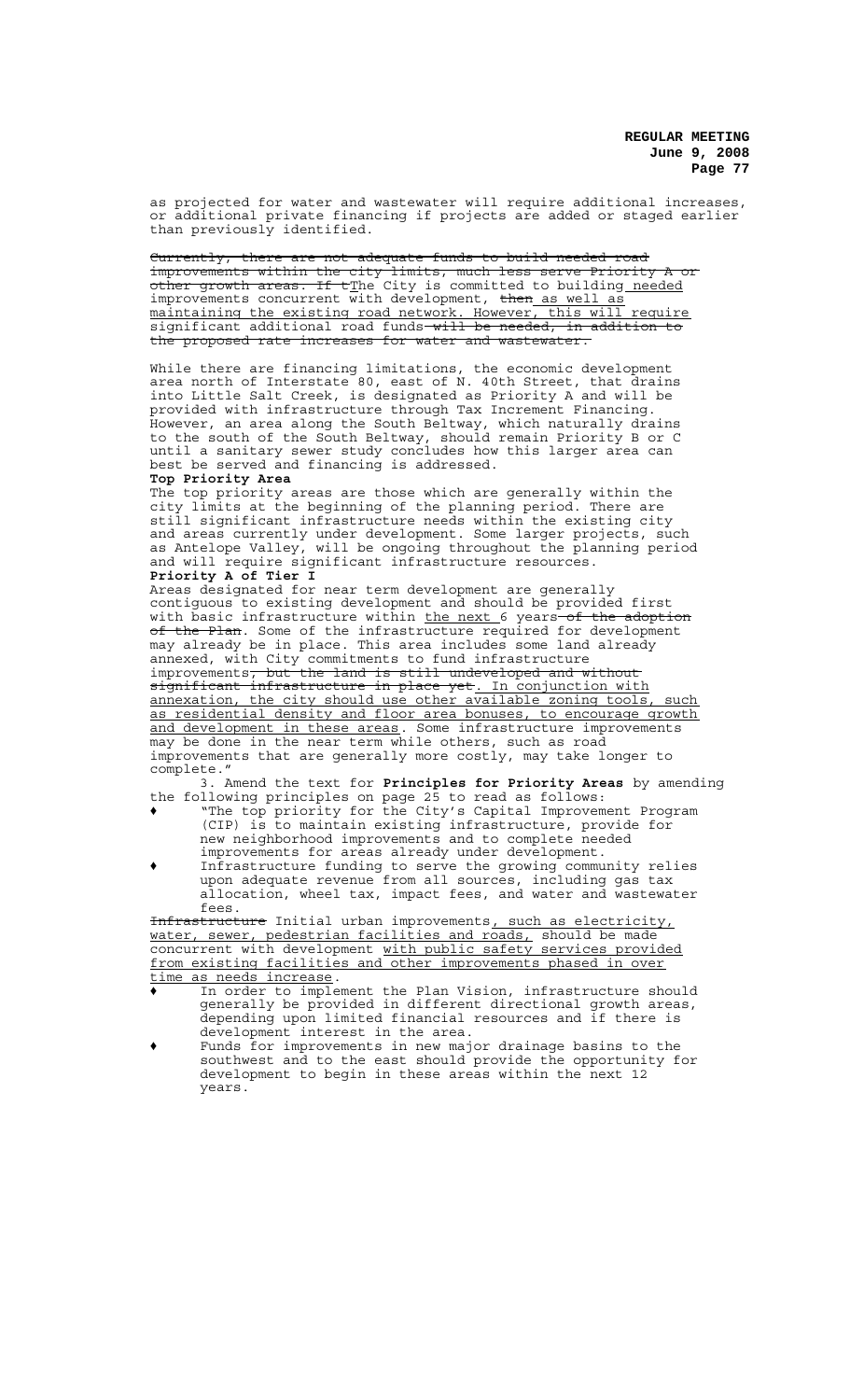as projected for water and wastewater will require additional increases, or additional private financing if projects are added or staged earlier than previously identified.

~~Currently, there are not adequate funds to build needed road improvements within the city limits, much less serve Priority A or other growth areas. If t~~The City is committed to building <u>needed</u> improvements concurrent with development, ~~then~~ <u>as well as maintaining the existing road network. However, this will require</u> significant additional road funds ~~will be needed, in addition to the proposed rate increases for water and wastewater.~~

While there are financing limitations, the economic development area north of Interstate 80, east of N. 40th Street, that drains into Little Salt Creek, is designated as Priority A and will be provided with infrastructure through Tax Increment Financing. However, an area along the South Beltway, which naturally drains to the south of the South Beltway, should remain Priority B or C until a sanitary sewer study concludes how this larger area can best be served and financing is addressed.

**Top Priority Area**

The top priority areas are those which are generally within the city limits at the beginning of the planning period. There are still significant infrastructure needs within the existing city and areas currently under development. Some larger projects, such as Antelope Valley, will be ongoing throughout the planning period and will require significant infrastructure resources.

**Priority A of Tier I**

Areas designated for near term development are generally contiguous to existing development and should be provided first with basic infrastructure within <u>the next</u> 6 years ~~of the adoption of the Plan~~. Some of the infrastructure required for development may already be in place. This area includes some land already annexed, with City commitments to fund infrastructure improvements~~, but the land is still undeveloped and without significant infrastructure in place yet~~. <u>In conjunction with annexation, the city should use other available zoning tools, such as residential density and floor area bonuses, to encourage growth and development in these areas</u>. Some infrastructure improvements may be done in the near term while others, such as road improvements that are generally more costly, may take longer to complete."

3. Amend the text for **Principles for Priority Areas** by amending the following principles on page 25 to read as follows:

- ♦ "The top priority for the City's Capital Improvement Program (CIP) is to maintain existing infrastructure, provide for new neighborhood improvements and to complete needed improvements for areas already under development.
- ♦ Infrastructure funding to serve the growing community relies upon adequate revenue from all sources, including gas tax allocation, wheel tax, impact fees, and water and wastewater fees.

~~Infrastructure~~ Initial urban improvements<u>, such as electricity, water, sewer, pedestrian facilities and roads,</u> should be made concurrent with development <u>with public safety services provided from existing facilities and other improvements phased in over time as needs increase</u>.

- ♦ In order to implement the Plan Vision, infrastructure should generally be provided in different directional growth areas, depending upon limited financial resources and if there is development interest in the area.
- ♦ Funds for improvements in new major drainage basins to the southwest and to the east should provide the opportunity for development to begin in these areas within the next 12 years.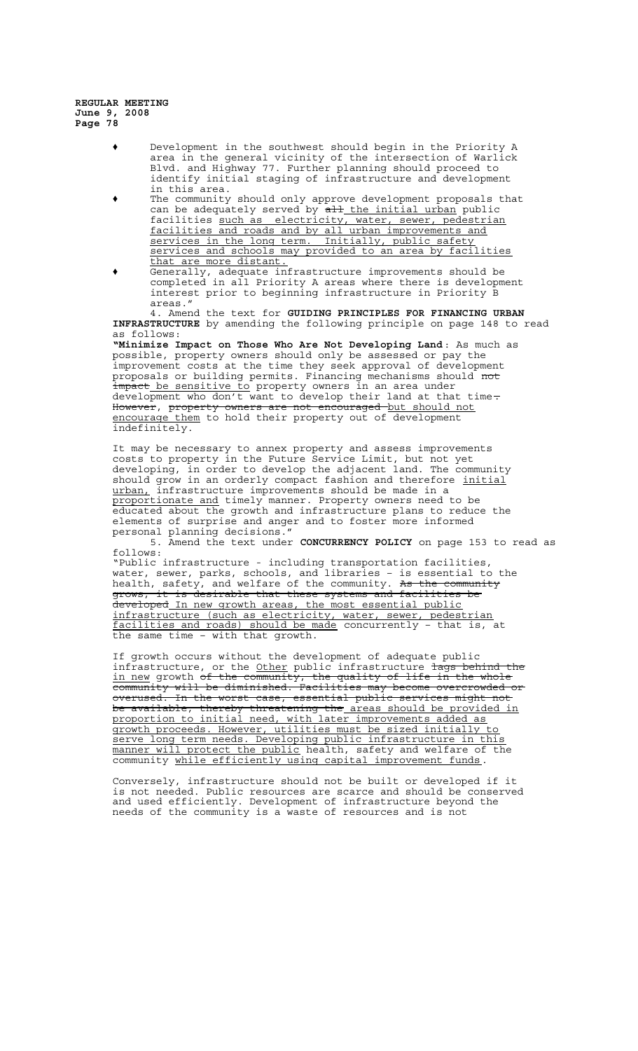- Development in the southwest should begin in the Priority A area in the general vicinity of the intersection of Warlick Blvd. and Highway 77. Further planning should proceed to identify initial staging of infrastructure and development in this area.
- The community should only approve development proposals that can be adequately served by ~~all~~ <u>the initial urban</u> public facilities <u>such as electricity, water, sewer, pedestrian facilities and roads and by all urban improvements and services in the long term. Initially, public safety services and schools may provided to an area by facilities that are more distant.</u>
- Generally, adequate infrastructure improvements should be completed in all Priority A areas where there is development interest prior to beginning infrastructure in Priority B areas."

4. Amend the text for **GUIDING PRINCIPLES FOR FINANCING URBAN INFRASTRUCTURE** by amending the following principle on page 148 to read as follows:

"**Minimize Impact on Those Who Are Not Developing Land**: As much as possible, property owners should only be assessed or pay the improvement costs at the time they seek approval of development proposals or building permits. Financing mechanisms should ~~not impact~~ <u>be sensitive to</u> property owners in an area under development who don't want to develop their land at that time~~.~~ ~~However, property owners are not encouraged~~ <u>but should not encourage them</u> to hold their property out of development indefinitely.

It may be necessary to annex property and assess improvements costs to property in the Future Service Limit, but not yet developing, in order to develop the adjacent land. The community should grow in an orderly compact fashion and therefore <u>initial urban,</u> infrastructure improvements should be made in a <u>proportionate and</u> timely manner. Property owners need to be educated about the growth and infrastructure plans to reduce the elements of surprise and anger and to foster more informed personal planning decisions."

5. Amend the text under **CONCURRENCY POLICY** on page 153 to read as follows:

"Public infrastructure - including transportation facilities, water, sewer, parks, schools, and libraries - is essential to the health, safety, and welfare of the community. ~~As the community grows, it is desirable that these systems and facilities be developed~~ <u>In new growth areas, the most essential public infrastructure (such as electricity, water, sewer, pedestrian facilities and roads) should be made</u> concurrently - that is, at the same time - with that growth.

If growth occurs without the development of adequate public infrastructure, or the <u>Other</u> public infrastructure ~~lags behind the~~ <u>in new</u> growth ~~of the community, the quality of life in the whole community will be diminished. Facilities may become overcrowded or overused. In the worst case, essential public services might not be available, thereby threatening the~~ <u>areas should be provided in proportion to initial need, with later improvements added as growth proceeds. However, utilities must be sized initially to serve long term needs. Developing public infrastructure in this manner will protect the public</u> health, safety and welfare of the community <u>while efficiently using capital improvement funds</u>.

Conversely, infrastructure should not be built or developed if it is not needed. Public resources are scarce and should be conserved and used efficiently. Development of infrastructure beyond the needs of the community is a waste of resources and is not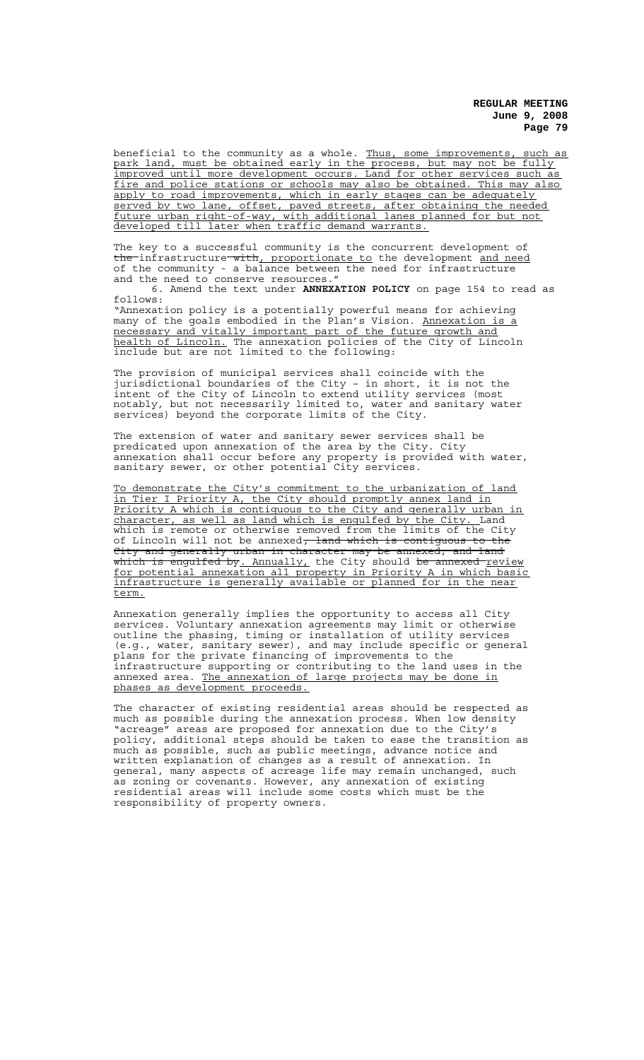beneficial to the community as a whole. <u>Thus, some improvements, such as park land, must be obtained early in the process, but may not be fully improved until more development occurs. Land for other services such as fire and police stations or schools may also be obtained. This may also apply to road improvements, which in early stages can be adequately served by two lane, offset, paved streets, after obtaining the needed future urban right-of-way, with additional lanes planned for but not developed till later when traffic demand warrants.</u>

The key to a successful community is the concurrent development of ~~the~~ infrastructure ~~with~~<u>, proportionate to</u> the development <u>and need</u> of the community - a balance between the need for infrastructure and the need to conserve resources."

6. Amend the text under **ANNEXATION POLICY** on page 154 to read as follows:

"Annexation policy is a potentially powerful means for achieving many of the goals embodied in the Plan's Vision. <u>Annexation is a necessary and vitally important part of the future growth and health of Lincoln.</u> The annexation policies of the City of Lincoln include but are not limited to the following:

The provision of municipal services shall coincide with the jurisdictional boundaries of the City – in short, it is not the intent of the City of Lincoln to extend utility services (most notably, but not necessarily limited to, water and sanitary water services) beyond the corporate limits of the City.

The extension of water and sanitary sewer services shall be predicated upon annexation of the area by the City. City annexation shall occur before any property is provided with water, sanitary sewer, or other potential City services.

<u>To demonstrate the City's commitment to the urbanization of land in Tier I Priority A, the City should promptly annex land in Priority A which is contiguous to the City and generally urban in character, as well as land which is engulfed by the City. Land</u> which is remote or otherwise removed from the limits of the City of Lincoln will not be annexed~~; land which is contiguous to the City and generally urban in character may be annexed, and land which is engulfed by~~<u>. Annually,</u> the City should ~~be annexed~~ <u>review for potential annexation all property in Priority A in which basic infrastructure is generally available or planned for in the near term.</u>

Annexation generally implies the opportunity to access all City services. Voluntary annexation agreements may limit or otherwise outline the phasing, timing or installation of utility services (e.g., water, sanitary sewer), and may include specific or general plans for the private financing of improvements to the infrastructure supporting or contributing to the land uses in the annexed area. <u>The annexation of large projects may be done in phases as development proceeds.</u>

The character of existing residential areas should be respected as much as possible during the annexation process. When low density "acreage" areas are proposed for annexation due to the City's policy, additional steps should be taken to ease the transition as much as possible, such as public meetings, advance notice and written explanation of changes as a result of annexation. In general, many aspects of acreage life may remain unchanged, such as zoning or covenants. However, any annexation of existing residential areas will include some costs which must be the responsibility of property owners.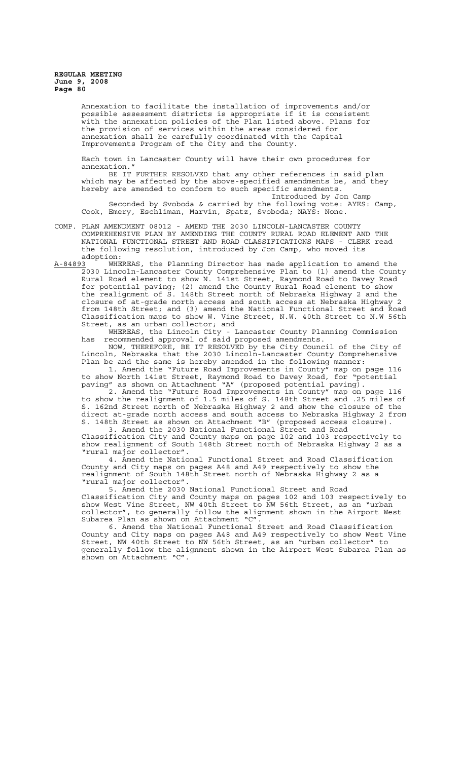Annexation to facilitate the installation of improvements and/or possible assessment districts is appropriate if it is consistent with the annexation policies of the Plan listed above. Plans for the provision of services within the areas considered for annexation shall be carefully coordinated with the Capital Improvements Program of the City and the County.

Each town in Lancaster County will have their own procedures for annexation."

BE IT FURTHER RESOLVED that any other references in said plan which may be affected by the above-specified amendments be, and they hereby are amended to conform to such specific amendments.

Introduced by Jon Camp

Seconded by Svoboda & carried by the following vote: AYES: Camp, Cook, Emery, Eschliman, Marvin, Spatz, Svoboda; NAYS: None.

COMP. PLAN AMENDMENT 08012 - AMEND THE 2030 LINCOLN-LANCASTER COUNTY COMPREHENSIVE PLAN BY AMENDING THE COUNTY RURAL ROAD ELEMENT AND THE NATIONAL FUNCTIONAL STREET AND ROAD CLASSIFICATIONS MAPS - CLERK read the following resolution, introduced by Jon Camp, who moved its adoption:

A-84893 WHEREAS, the Planning Director has made application to amend the 2030 Lincoln-Lancaster County Comprehensive Plan to (1) amend the County Rural Road element to show N. 141st Street, Raymond Road to Davey Road for potential paving; (2) amend the County Rural Road element to show the realignment of S. 148th Street north of Nebraska Highway 2 and the closure of at-grade north access and south access at Nebraska Highway 2 from 148th Street; and (3) amend the National Functional Street and Road Classification maps to show W. Vine Street, N.W. 40th Street to N.W 56th Street, as an urban collector; and

WHEREAS, the Lincoln City - Lancaster County Planning Commission has recommended approval of said proposed amendments.

NOW, THEREFORE, BE IT RESOLVED by the City Council of the City of Lincoln, Nebraska that the 2030 Lincoln-Lancaster County Comprehensive Plan be and the same is hereby amended in the following manner:

1. Amend the "Future Road Improvements in County" map on page 116 to show North 141st Street, Raymond Road to Davey Road, for "potential paving" as shown on Attachment "A" (proposed potential paving).

2. Amend the "Future Road Improvements in County" map on page 116 to show the realignment of 1.5 miles of S. 148th Street and .25 miles of S. 162nd Street north of Nebraska Highway 2 and show the closure of the direct at-grade north access and south access to Nebraska Highway 2 from S. 148th Street as shown on Attachment "B" (proposed access closure).

3. Amend the 2030 National Functional Street and Road Classification City and County maps on page 102 and 103 respectively to show realignment of South 148th Street north of Nebraska Highway 2 as a "rural major collector".

4. Amend the National Functional Street and Road Classification County and City maps on pages A48 and A49 respectively to show the realignment of South 148th Street north of Nebraska Highway 2 as a "rural major collector".

5. Amend the 2030 National Functional Street and Road Classification City and County maps on pages 102 and 103 respectively to show West Vine Street, NW 40th Street to NW 56th Street, as an "urban collector", to generally follow the alignment shown in the Airport West Subarea Plan as shown on Attachment "C".

6. Amend the National Functional Street and Road Classification County and City maps on pages A48 and A49 respectively to show West Vine Street, NW 40th Street to NW 56th Street, as an "urban collector" to generally follow the alignment shown in the Airport West Subarea Plan as shown on Attachment "C".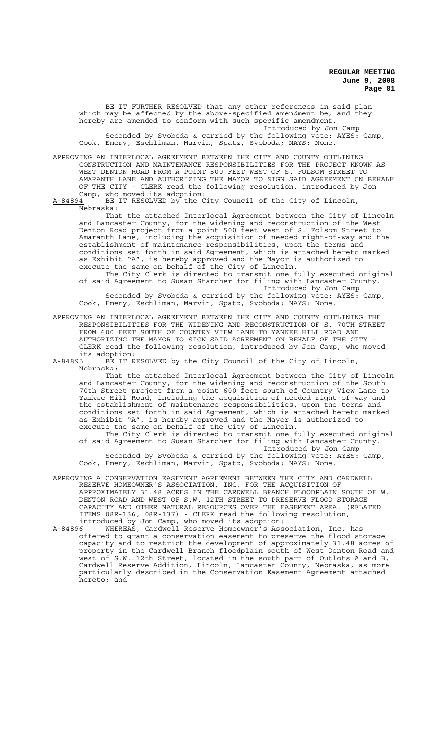BE IT FURTHER RESOLVED that any other references in said plan which may be affected by the above-specified amendment be, and they hereby are amended to conform with such specific amendment.

Introduced by Jon Camp

Seconded by Svoboda & carried by the following vote: AYES: Camp, Cook, Emery, Eschliman, Marvin, Spatz, Svoboda; NAYS: None.

APPROVING AN INTERLOCAL AGREEMENT BETWEEN THE CITY AND COUNTY OUTLINING CONSTRUCTION AND MAINTENANCE RESPONSIBILITIES FOR THE PROJECT KNOWN AS WEST DENTON ROAD FROM A POINT 500 FEET WEST OF S. FOLSOM STREET TO AMARANTH LANE AND AUTHORIZING THE MAYOR TO SIGN SAID AGREEMENT ON BEHALF OF THE CITY - CLERK read the following resolution, introduced by Jon Camp, who moved its adoption:

A-84894 BE IT RESOLVED by the City Council of the City of Lincoln, Nebraska:

That the attached Interlocal Agreement between the City of Lincoln and Lancaster County, for the widening and reconstruction of the West Denton Road project from a point 500 feet west of S. Folsom Street to Amaranth Lane, including the acquisition of needed right-of-way and the establishment of maintenance responsibilities, upon the terms and conditions set forth in said Agreement, which is attached hereto marked as Exhibit "A", is hereby approved and the Mayor is authorized to execute the same on behalf of the City of Lincoln.

The City Clerk is directed to transmit one fully executed original of said Agreement to Susan Starcher for filing with Lancaster County.

Introduced by Jon Camp

Seconded by Svoboda & carried by the following vote: AYES: Camp, Cook, Emery, Eschliman, Marvin, Spatz, Svoboda; NAYS: None.

APPROVING AN INTERLOCAL AGREEMENT BETWEEN THE CITY AND COUNTY OUTLINING THE RESPONSIBILITIES FOR THE WIDENING AND RECONSTRUCTION OF S. 70TH STREET FROM 600 FEET SOUTH OF COUNTRY VIEW LANE TO YANKEE HILL ROAD AND AUTHORIZING THE MAYOR TO SIGN SAID AGREEMENT ON BEHALF OF THE CITY - CLERK read the following resolution, introduced by Jon Camp, who moved its adoption:

A-84895 BE IT RESOLVED by the City Council of the City of Lincoln, Nebraska:

That the attached Interlocal Agreement between the City of Lincoln and Lancaster County, for the widening and reconstruction of the South 70th Street project from a point 600 feet south of Country View Lane to Yankee Hill Road, including the acquisition of needed right-of-way and the establishment of maintenance responsibilities, upon the terms and conditions set forth in said Agreement, which is attached hereto marked as Exhibit "A", is hereby approved and the Mayor is authorized to execute the same on behalf of the City of Lincoln.

The City Clerk is directed to transmit one fully executed original of said Agreement to Susan Starcher for filing with Lancaster County.

Introduced by Jon Camp

Seconded by Svoboda & carried by the following vote: AYES: Camp, Cook, Emery, Eschliman, Marvin, Spatz, Svoboda; NAYS: None.

APPROVING A CONSERVATION EASEMENT AGREEMENT BETWEEN THE CITY AND CARDWELL RESERVE HOMEOWNER'S ASSOCIATION, INC. FOR THE ACQUISITION OF APPROXIMATELY 31.48 ACRES IN THE CARDWELL BRANCH FLOODPLAIN SOUTH OF W. DENTON ROAD AND WEST OF S.W. 12TH STREET TO PRESERVE FLOOD STORAGE CAPACITY AND OTHER NATURAL RESOURCES OVER THE EASEMENT AREA. (RELATED ITEMS 08R-136, 08R-137) - CLERK read the following resolution, introduced by Jon Camp, who moved its adoption:

A-84896 WHEREAS, Cardwell Reserve Homeowner's Association, Inc. has offered to grant a conservation easement to preserve the flood storage capacity and to restrict the development of approximately 31.48 acres of property in the Cardwell Branch floodplain south of West Denton Road and west of S.W. 12th Street, located in the south part of Outlots A and B, Cardwell Reserve Addition, Lincoln, Lancaster County, Nebraska, as more particularly described in the Conservation Easement Agreement attached hereto; and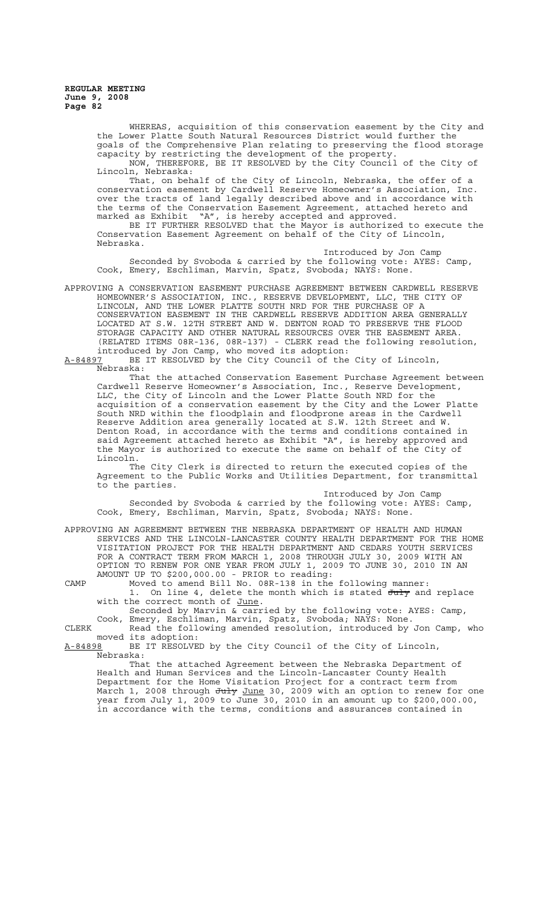WHEREAS, acquisition of this conservation easement by the City and the Lower Platte South Natural Resources District would further the goals of the Comprehensive Plan relating to preserving the flood storage capacity by restricting the development of the property.

NOW, THEREFORE, BE IT RESOLVED by the City Council of the City of Lincoln, Nebraska:

That, on behalf of the City of Lincoln, Nebraska, the offer of a conservation easement by Cardwell Reserve Homeowner's Association, Inc. over the tracts of land legally described above and in accordance with the terms of the Conservation Easement Agreement, attached hereto and marked as Exhibit "A", is hereby accepted and approved.

BE IT FURTHER RESOLVED that the Mayor is authorized to execute the Conservation Easement Agreement on behalf of the City of Lincoln, Nebraska.

Introduced by Jon Camp

Seconded by Svoboda & carried by the following vote: AYES: Camp, Cook, Emery, Eschliman, Marvin, Spatz, Svoboda; NAYS: None.

APPROVING A CONSERVATION EASEMENT PURCHASE AGREEMENT BETWEEN CARDWELL RESERVE HOMEOWNER'S ASSOCIATION, INC., RESERVE DEVELOPMENT, LLC, THE CITY OF LINCOLN, AND THE LOWER PLATTE SOUTH NRD FOR THE PURCHASE OF A CONSERVATION EASEMENT IN THE CARDWELL RESERVE ADDITION AREA GENERALLY LOCATED AT S.W. 12TH STREET AND W. DENTON ROAD TO PRESERVE THE FLOOD STORAGE CAPACITY AND OTHER NATURAL RESOURCES OVER THE EASEMENT AREA. (RELATED ITEMS 08R-136, 08R-137) - CLERK read the following resolution, introduced by Jon Camp, who moved its adoption:

A-84897 BE IT RESOLVED by the City Council of the City of Lincoln, Nebraska:

That the attached Conservation Easement Purchase Agreement between Cardwell Reserve Homeowner's Association, Inc., Reserve Development, LLC, the City of Lincoln and the Lower Platte South NRD for the acquisition of a conservation easement by the City and the Lower Platte South NRD within the floodplain and floodprone areas in the Cardwell Reserve Addition area generally located at S.W. 12th Street and W. Denton Road, in accordance with the terms and conditions contained in said Agreement attached hereto as Exhibit "A", is hereby approved and the Mayor is authorized to execute the same on behalf of the City of Lincoln.

The City Clerk is directed to return the executed copies of the Agreement to the Public Works and Utilities Department, for transmittal to the parties.

Introduced by Jon Camp

Seconded by Svoboda & carried by the following vote: AYES: Camp, Cook, Emery, Eschliman, Marvin, Spatz, Svoboda; NAYS: None.

APPROVING AN AGREEMENT BETWEEN THE NEBRASKA DEPARTMENT OF HEALTH AND HUMAN SERVICES AND THE LINCOLN-LANCASTER COUNTY HEALTH DEPARTMENT FOR THE HOME VISITATION PROJECT FOR THE HEALTH DEPARTMENT AND CEDARS YOUTH SERVICES FOR A CONTRACT TERM FROM MARCH 1, 2008 THROUGH JULY 30, 2009 WITH AN OPTION TO RENEW FOR ONE YEAR FROM JULY 1, 2009 TO JUNE 30, 2010 IN AN AMOUNT UP TO $200,000.00 - PRIOR to reading:

CAMP Moved to amend Bill No. 08R-138 in the following manner:

1. On line 4, delete the month which is stated ~~July~~ and replace with the correct month of June.

Seconded by Marvin & carried by the following vote: AYES: Camp, Cook, Emery, Eschliman, Marvin, Spatz, Svoboda; NAYS: None.

CLERK Read the following amended resolution, introduced by Jon Camp, who moved its adoption:

A-84898 BE IT RESOLVED by the City Council of the City of Lincoln, Nebraska:

That the attached Agreement between the Nebraska Department of Health and Human Services and the Lincoln-Lancaster County Health Department for the Home Visitation Project for a contract term from March 1, 2008 through ~~July~~ June 30, 2009 with an option to renew for one year from July 1, 2009 to June 30, 2010 in an amount up to $200,000.00, in accordance with the terms, conditions and assurances contained in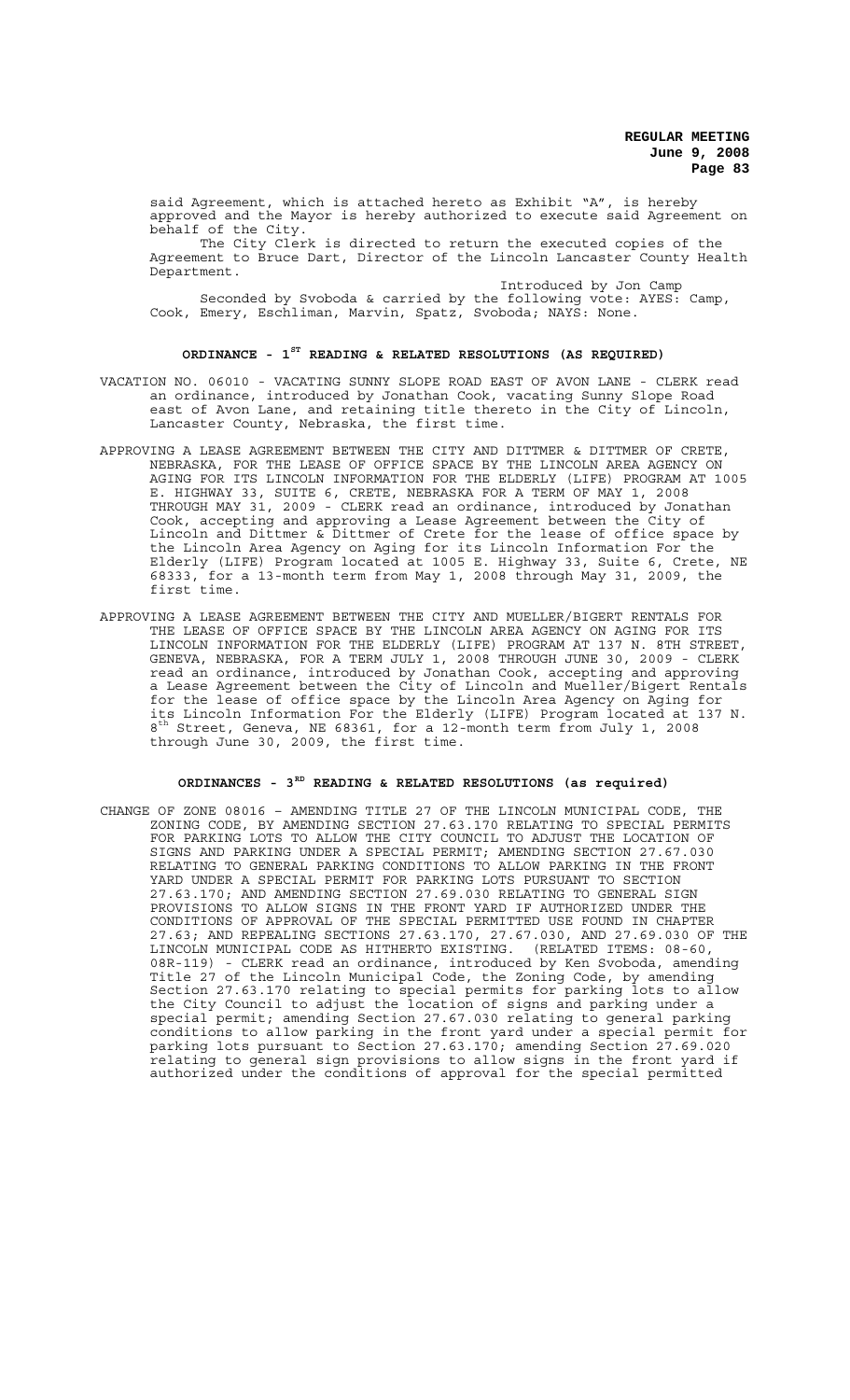said Agreement, which is attached hereto as Exhibit "A", is hereby approved and the Mayor is hereby authorized to execute said Agreement on behalf of the City.

The City Clerk is directed to return the executed copies of the Agreement to Bruce Dart, Director of the Lincoln Lancaster County Health Department.

Introduced by Jon Camp

Seconded by Svoboda & carried by the following vote: AYES: Camp, Cook, Emery, Eschliman, Marvin, Spatz, Svoboda; NAYS: None.

## ORDINANCE - 1ST READING & RELATED RESOLUTIONS (AS REQUIRED)

VACATION NO. 06010 - VACATING SUNNY SLOPE ROAD EAST OF AVON LANE - CLERK read an ordinance, introduced by Jonathan Cook, vacating Sunny Slope Road east of Avon Lane, and retaining title thereto in the City of Lincoln, Lancaster County, Nebraska, the first time.

APPROVING A LEASE AGREEMENT BETWEEN THE CITY AND DITTMER & DITTMER OF CRETE, NEBRASKA, FOR THE LEASE OF OFFICE SPACE BY THE LINCOLN AREA AGENCY ON AGING FOR ITS LINCOLN INFORMATION FOR THE ELDERLY (LIFE) PROGRAM AT 1005 E. HIGHWAY 33, SUITE 6, CRETE, NEBRASKA FOR A TERM OF MAY 1, 2008 THROUGH MAY 31, 2009 - CLERK read an ordinance, introduced by Jonathan Cook, accepting and approving a Lease Agreement between the City of Lincoln and Dittmer & Dittmer of Crete for the lease of office space by the Lincoln Area Agency on Aging for its Lincoln Information For the Elderly (LIFE) Program located at 1005 E. Highway 33, Suite 6, Crete, NE 68333, for a 13-month term from May 1, 2008 through May 31, 2009, the first time.

APPROVING A LEASE AGREEMENT BETWEEN THE CITY AND MUELLER/BIGERT RENTALS FOR THE LEASE OF OFFICE SPACE BY THE LINCOLN AREA AGENCY ON AGING FOR ITS LINCOLN INFORMATION FOR THE ELDERLY (LIFE) PROGRAM AT 137 N. 8TH STREET, GENEVA, NEBRASKA, FOR A TERM JULY 1, 2008 THROUGH JUNE 30, 2009 - CLERK read an ordinance, introduced by Jonathan Cook, accepting and approving a Lease Agreement between the City of Lincoln and Mueller/Bigert Rentals for the lease of office space by the Lincoln Area Agency on Aging for its Lincoln Information For the Elderly (LIFE) Program located at 137 N. 8th Street, Geneva, NE 68361, for a 12-month term from July 1, 2008 through June 30, 2009, the first time.

## ORDINANCES - 3RD READING & RELATED RESOLUTIONS (as required)

CHANGE OF ZONE 08016 – AMENDING TITLE 27 OF THE LINCOLN MUNICIPAL CODE, THE ZONING CODE, BY AMENDING SECTION 27.63.170 RELATING TO SPECIAL PERMITS FOR PARKING LOTS TO ALLOW THE CITY COUNCIL TO ADJUST THE LOCATION OF SIGNS AND PARKING UNDER A SPECIAL PERMIT; AMENDING SECTION 27.67.030 RELATING TO GENERAL PARKING CONDITIONS TO ALLOW PARKING IN THE FRONT YARD UNDER A SPECIAL PERMIT FOR PARKING LOTS PURSUANT TO SECTION 27.63.170; AND AMENDING SECTION 27.69.030 RELATING TO GENERAL SIGN PROVISIONS TO ALLOW SIGNS IN THE FRONT YARD IF AUTHORIZED UNDER THE CONDITIONS OF APPROVAL OF THE SPECIAL PERMITTED USE FOUND IN CHAPTER 27.63; AND REPEALING SECTIONS 27.63.170, 27.67.030, AND 27.69.030 OF THE LINCOLN MUNICIPAL CODE AS HITHERTO EXISTING. (RELATED ITEMS: 08-60, 08R-119) - CLERK read an ordinance, introduced by Ken Svoboda, amending Title 27 of the Lincoln Municipal Code, the Zoning Code, by amending Section 27.63.170 relating to special permits for parking lots to allow the City Council to adjust the location of signs and parking under a special permit; amending Section 27.67.030 relating to general parking conditions to allow parking in the front yard under a special permit for parking lots pursuant to Section 27.63.170; amending Section 27.69.020 relating to general sign provisions to allow signs in the front yard if authorized under the conditions of approval for the special permitted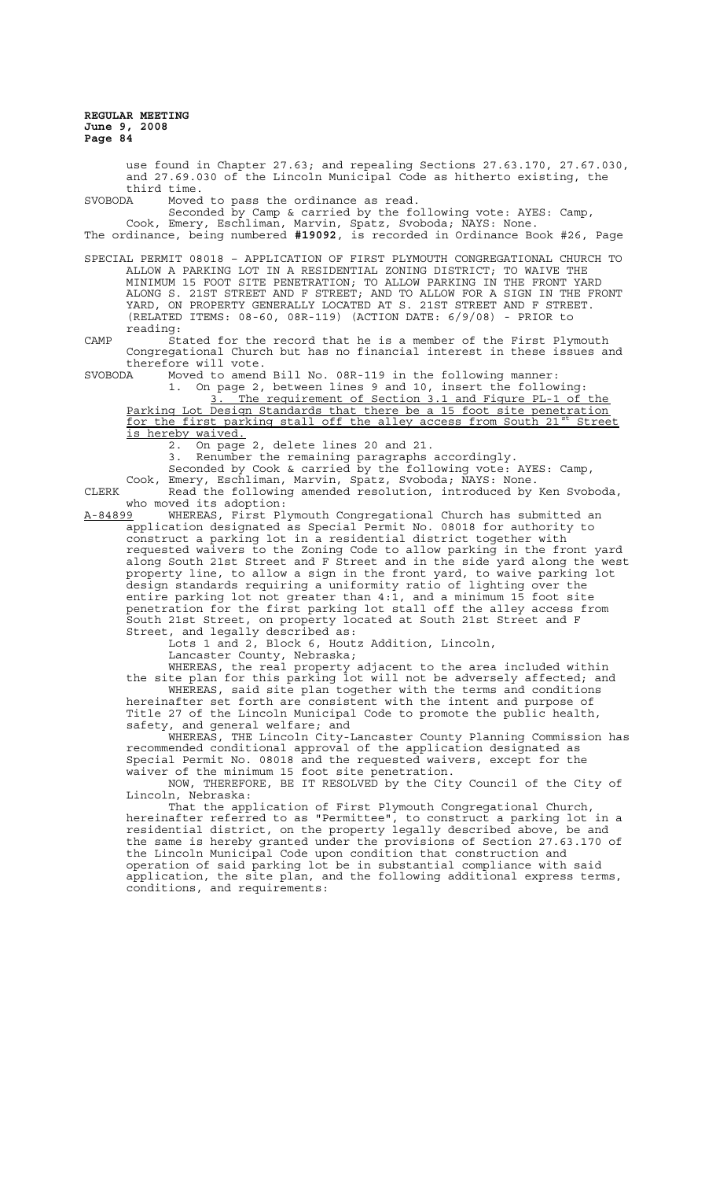use found in Chapter 27.63; and repealing Sections 27.63.170, 27.67.030, and 27.69.030 of the Lincoln Municipal Code as hitherto existing, the third time.

SVOBODA Moved to pass the ordinance as read.

Seconded by Camp & carried by the following vote: AYES: Camp, Cook, Emery, Eschliman, Marvin, Spatz, Svoboda; NAYS: None.

The ordinance, being numbered **#19092**, is recorded in Ordinance Book #26, Page

SPECIAL PERMIT 08018 – APPLICATION OF FIRST PLYMOUTH CONGREGATIONAL CHURCH TO ALLOW A PARKING LOT IN A RESIDENTIAL ZONING DISTRICT; TO WAIVE THE MINIMUM 15 FOOT SITE PENETRATION; TO ALLOW PARKING IN THE FRONT YARD ALONG S. 21ST STREET AND F STREET; AND TO ALLOW FOR A SIGN IN THE FRONT YARD, ON PROPERTY GENERALLY LOCATED AT S. 21ST STREET AND F STREET. (RELATED ITEMS: 08-60, 08R-119) (ACTION DATE: 6/9/08) - PRIOR to reading:

CAMP Stated for the record that he is a member of the First Plymouth Congregational Church but has no financial interest in these issues and therefore will vote.

SVOBODA Moved to amend Bill No. 08R-119 in the following manner:

1. On page 2, between lines 9 and 10, insert the following:
   <u>3. The requirement of Section 3.1 and Figure PL-1 of the Parking Lot Design Standards that there be a 15 foot site penetration for the first parking stall off the alley access from South 21st Street is hereby waived.</u>
2. On page 2, delete lines 20 and 21.
3. Renumber the remaining paragraphs accordingly.

Seconded by Cook & carried by the following vote: AYES: Camp, Cook, Emery, Eschliman, Marvin, Spatz, Svoboda; NAYS: None.

CLERK Read the following amended resolution, introduced by Ken Svoboda, who moved its adoption:

<u>A-84899</u> WHEREAS, First Plymouth Congregational Church has submitted an application designated as Special Permit No. 08018 for authority to construct a parking lot in a residential district together with requested waivers to the Zoning Code to allow parking in the front yard along South 21st Street and F Street and in the side yard along the west property line, to allow a sign in the front yard, to waive parking lot design standards requiring a uniformity ratio of lighting over the entire parking lot not greater than 4:1, and a minimum 15 foot site penetration for the first parking lot stall off the alley access from South 21st Street, on property located at South 21st Street and F Street, and legally described as:

Lots 1 and 2, Block 6, Houtz Addition, Lincoln, Lancaster County, Nebraska;

WHEREAS, the real property adjacent to the area included within the site plan for this parking lot will not be adversely affected; and

WHEREAS, said site plan together with the terms and conditions hereinafter set forth are consistent with the intent and purpose of Title 27 of the Lincoln Municipal Code to promote the public health, safety, and general welfare; and

WHEREAS, THE Lincoln City-Lancaster County Planning Commission has recommended conditional approval of the application designated as Special Permit No. 08018 and the requested waivers, except for the waiver of the minimum 15 foot site penetration.

NOW, THEREFORE, BE IT RESOLVED by the City Council of the City of Lincoln, Nebraska:

That the application of First Plymouth Congregational Church, hereinafter referred to as "Permittee", to construct a parking lot in a residential district, on the property legally described above, be and the same is hereby granted under the provisions of Section 27.63.170 of the Lincoln Municipal Code upon condition that construction and operation of said parking lot be in substantial compliance with said application, the site plan, and the following additional express terms, conditions, and requirements: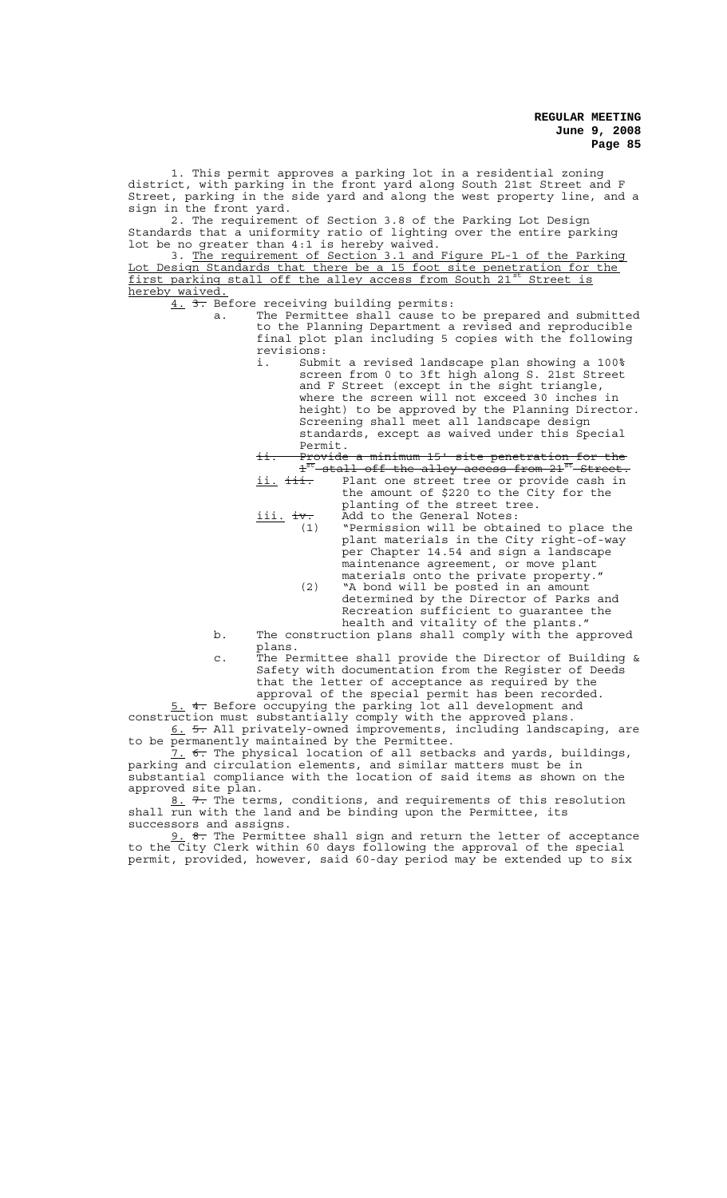1. This permit approves a parking lot in a residential zoning district, with parking in the front yard along South 21st Street and F Street, parking in the side yard and along the west property line, and a sign in the front yard.

2. The requirement of Section 3.8 of the Parking Lot Design Standards that a uniformity ratio of lighting over the entire parking lot be no greater than 4:1 is hereby waived.

3. <u>The requirement of Section 3.1 and Figure PL-1 of the Parking Lot Design Standards that there be a 15 foot site penetration for the first parking stall off the alley access from South 21st Street is hereby waived.</u>

<u>4.</u> ~~3.~~ Before receiving building permits:

a. The Permittee shall cause to be prepared and submitted to the Planning Department a revised and reproducible final plot plan including 5 copies with the following revisions:

i. Submit a revised landscape plan showing a 100% screen from 0 to 3ft high along S. 21st Street and F Street (except in the sight triangle, where the screen will not exceed 30 inches in height) to be approved by the Planning Director. Screening shall meet all landscape design standards, except as waived under this Special Permit.

~~ii. Provide a minimum 15' site penetration for the 1st stall off the alley access from 21st Street.~~

<u>ii.</u> ~~iii.~~ Plant one street tree or provide cash in the amount of $220 to the City for the planting of the street tree.

<u>iii.</u> ~~iv.~~ Add to the General Notes:

(1) "Permission will be obtained to place the plant materials in the City right-of-way per Chapter 14.54 and sign a landscape maintenance agreement, or move plant materials onto the private property."

(2) "A bond will be posted in an amount determined by the Director of Parks and Recreation sufficient to guarantee the health and vitality of the plants."

b. The construction plans shall comply with the approved plans.

c. The Permittee shall provide the Director of Building & Safety with documentation from the Register of Deeds that the letter of acceptance as required by the approval of the special permit has been recorded.

<u>5.</u> ~~4.~~ Before occupying the parking lot all development and construction must substantially comply with the approved plans.

<u>6.</u> ~~5.~~ All privately-owned improvements, including landscaping, are to be permanently maintained by the Permittee.

<u>7.</u> ~~6.~~ The physical location of all setbacks and yards, buildings, parking and circulation elements, and similar matters must be in substantial compliance with the location of said items as shown on the approved site plan.

<u>8.</u> ~~7.~~ The terms, conditions, and requirements of this resolution shall run with the land and be binding upon the Permittee, its successors and assigns.

<u>9.</u> ~~8.~~ The Permittee shall sign and return the letter of acceptance to the City Clerk within 60 days following the approval of the special permit, provided, however, said 60-day period may be extended up to six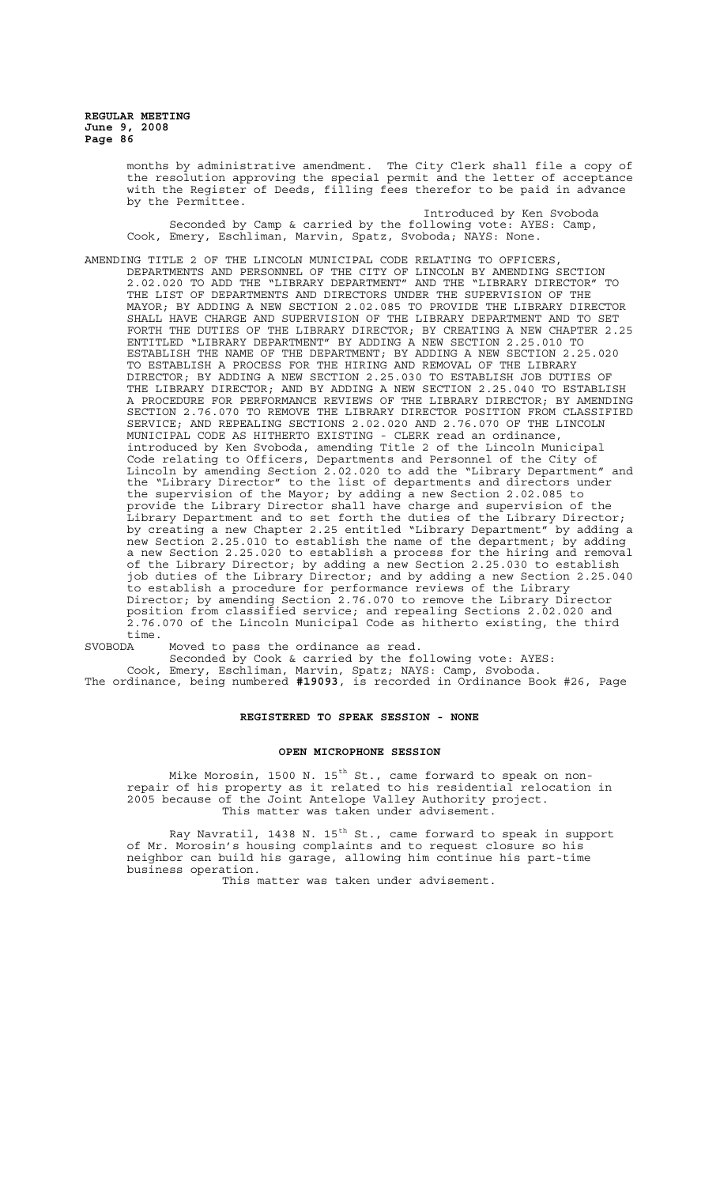months by administrative amendment. The City Clerk shall file a copy of the resolution approving the special permit and the letter of acceptance with the Register of Deeds, filling fees therefor to be paid in advance by the Permittee.

Introduced by Ken Svoboda

Seconded by Camp & carried by the following vote: AYES: Camp, Cook, Emery, Eschliman, Marvin, Spatz, Svoboda; NAYS: None.

AMENDING TITLE 2 OF THE LINCOLN MUNICIPAL CODE RELATING TO OFFICERS, DEPARTMENTS AND PERSONNEL OF THE CITY OF LINCOLN BY AMENDING SECTION 2.02.020 TO ADD THE "LIBRARY DEPARTMENT" AND THE "LIBRARY DIRECTOR" TO THE LIST OF DEPARTMENTS AND DIRECTORS UNDER THE SUPERVISION OF THE MAYOR; BY ADDING A NEW SECTION 2.02.085 TO PROVIDE THE LIBRARY DIRECTOR SHALL HAVE CHARGE AND SUPERVISION OF THE LIBRARY DEPARTMENT AND TO SET FORTH THE DUTIES OF THE LIBRARY DIRECTOR; BY CREATING A NEW CHAPTER 2.25 ENTITLED "LIBRARY DEPARTMENT" BY ADDING A NEW SECTION 2.25.010 TO ESTABLISH THE NAME OF THE DEPARTMENT; BY ADDING A NEW SECTION 2.25.020 TO ESTABLISH A PROCESS FOR THE HIRING AND REMOVAL OF THE LIBRARY DIRECTOR; BY ADDING A NEW SECTION 2.25.030 TO ESTABLISH JOB DUTIES OF THE LIBRARY DIRECTOR; AND BY ADDING A NEW SECTION 2.25.040 TO ESTABLISH A PROCEDURE FOR PERFORMANCE REVIEWS OF THE LIBRARY DIRECTOR; BY AMENDING SECTION 2.76.070 TO REMOVE THE LIBRARY DIRECTOR POSITION FROM CLASSIFIED SERVICE; AND REPEALING SECTIONS 2.02.020 AND 2.76.070 OF THE LINCOLN MUNICIPAL CODE AS HITHERTO EXISTING - CLERK read an ordinance, introduced by Ken Svoboda, amending Title 2 of the Lincoln Municipal Code relating to Officers, Departments and Personnel of the City of Lincoln by amending Section 2.02.020 to add the "Library Department" and the "Library Director" to the list of departments and directors under the supervision of the Mayor; by adding a new Section 2.02.085 to provide the Library Director shall have charge and supervision of the Library Department and to set forth the duties of the Library Director; by creating a new Chapter 2.25 entitled "Library Department" by adding a new Section 2.25.010 to establish the name of the department; by adding a new Section 2.25.020 to establish a process for the hiring and removal of the Library Director; by adding a new Section 2.25.030 to establish job duties of the Library Director; and by adding a new Section 2.25.040 to establish a procedure for performance reviews of the Library Director; by amending Section 2.76.070 to remove the Library Director position from classified service; and repealing Sections 2.02.020 and 2.76.070 of the Lincoln Municipal Code as hitherto existing, the third time.

SVOBODA Moved to pass the ordinance as read.

Seconded by Cook & carried by the following vote: AYES: Cook, Emery, Eschliman, Marvin, Spatz; NAYS: Camp, Svoboda.

The ordinance, being numbered **#19093**, is recorded in Ordinance Book #26, Page

## REGISTERED TO SPEAK SESSION - NONE

## OPEN MICROPHONE SESSION

Mike Morosin, 1500 N. 15th St., came forward to speak on non-repair of his property as it related to his residential relocation in 2005 because of the Joint Antelope Valley Authority project.

This matter was taken under advisement.

Ray Navratil, 1438 N. 15th St., came forward to speak in support of Mr. Morosin's housing complaints and to request closure so his neighbor can build his garage, allowing him continue his part-time business operation.

This matter was taken under advisement.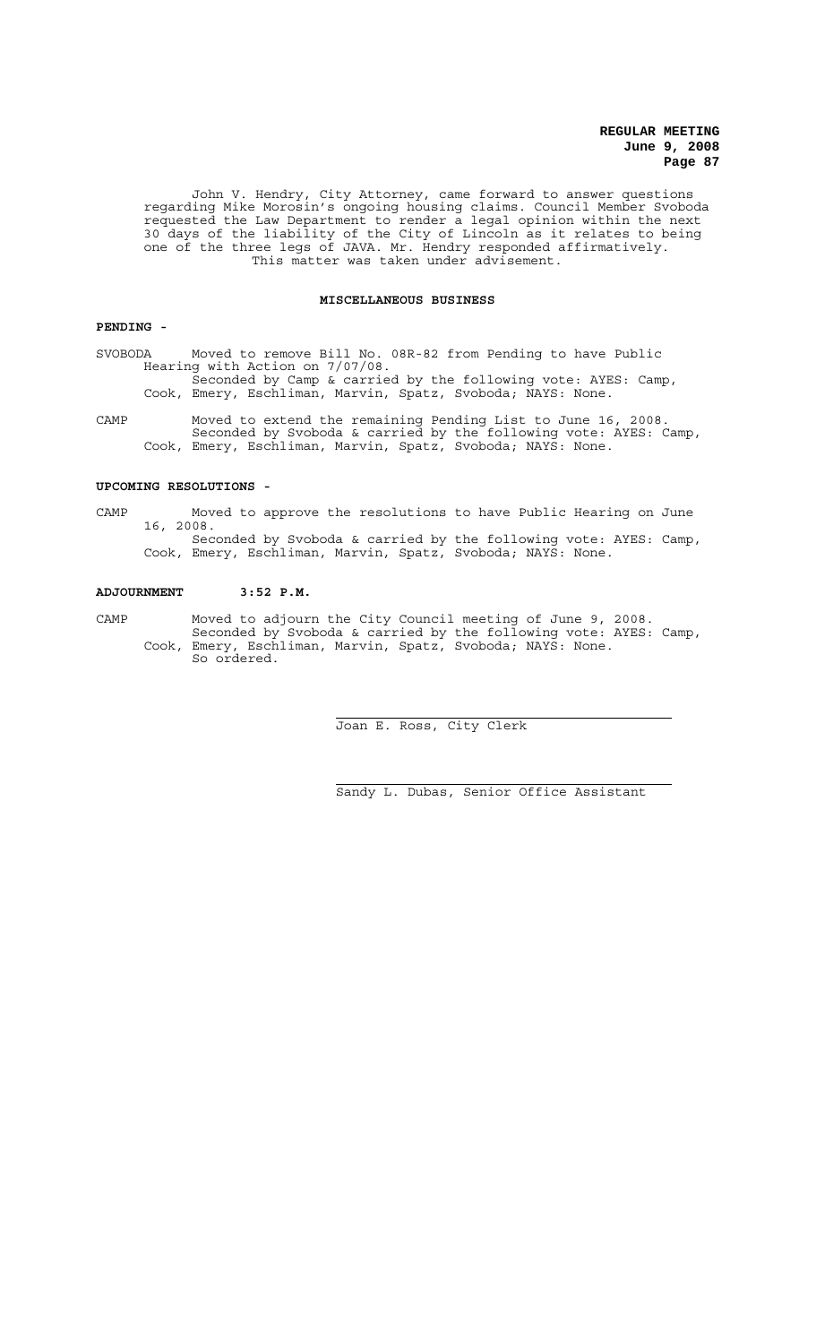John V. Hendry, City Attorney, came forward to answer questions regarding Mike Morosin's ongoing housing claims. Council Member Svoboda requested the Law Department to render a legal opinion within the next 30 days of the liability of the City of Lincoln as it relates to being one of the three legs of JAVA. Mr. Hendry responded affirmatively.

This matter was taken under advisement.

## MISCELLANEOUS BUSINESS

**PENDING -**

SVOBODA Moved to remove Bill No. 08R-82 from Pending to have Public Hearing with Action on 7/07/08.

Seconded by Camp & carried by the following vote: AYES: Camp, Cook, Emery, Eschliman, Marvin, Spatz, Svoboda; NAYS: None.

CAMP Moved to extend the remaining Pending List to June 16, 2008.

Seconded by Svoboda & carried by the following vote: AYES: Camp, Cook, Emery, Eschliman, Marvin, Spatz, Svoboda; NAYS: None.

**UPCOMING RESOLUTIONS -**

CAMP Moved to approve the resolutions to have Public Hearing on June 16, 2008.

Seconded by Svoboda & carried by the following vote: AYES: Camp, Cook, Emery, Eschliman, Marvin, Spatz, Svoboda; NAYS: None.

**ADJOURNMENT 3:52 P.M.**

CAMP Moved to adjourn the City Council meeting of June 9, 2008.

Seconded by Svoboda & carried by the following vote: AYES: Camp, Cook, Emery, Eschliman, Marvin, Spatz, Svoboda; NAYS: None.

So ordered.

Joan E. Ross, City Clerk

Sandy L. Dubas, Senior Office Assistant